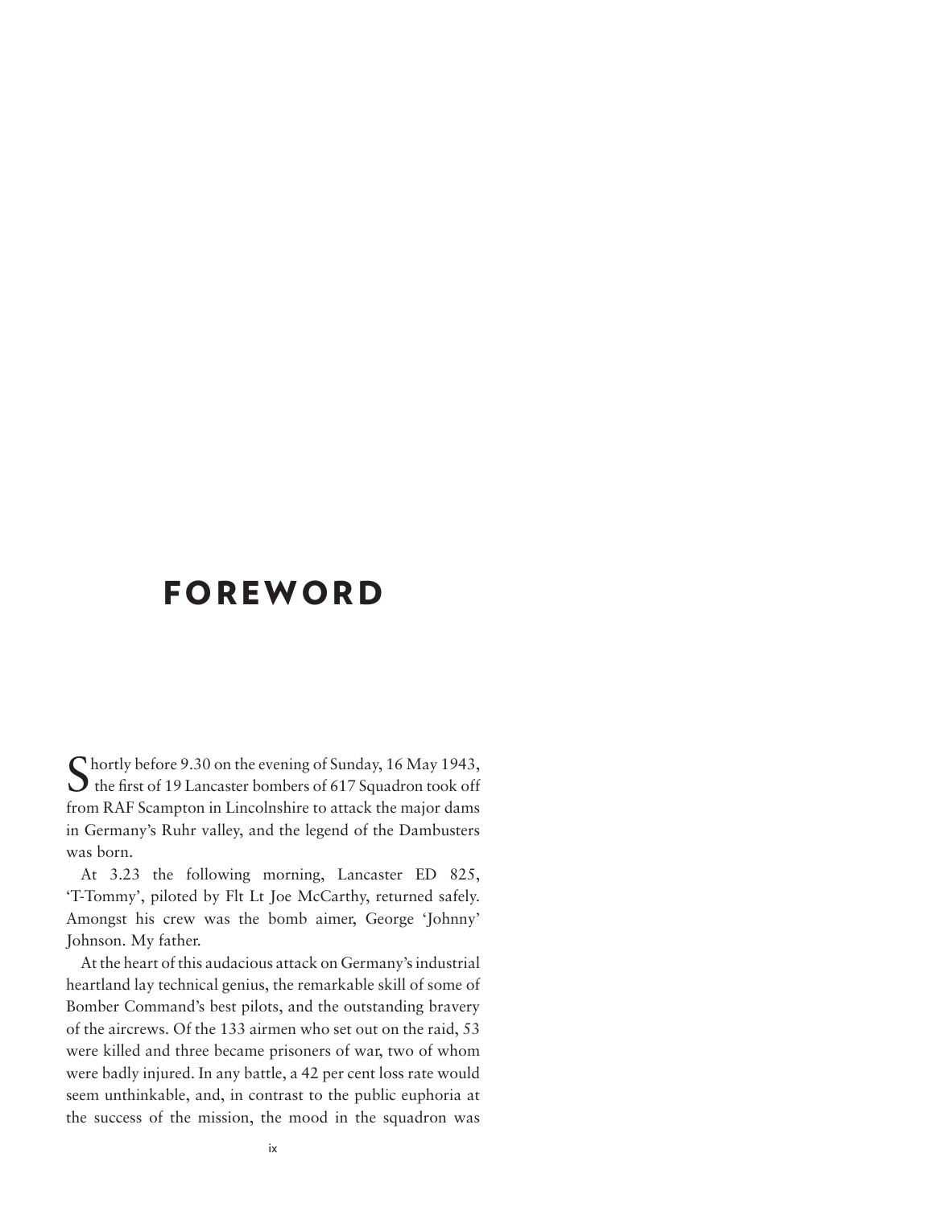# FOREWORD

Shortly before 9.30 on the evening of Sunday, 16 May 1943, the first of 19 Lancaster bombers of 617 Squadron took off from RAF Scampton in Lincolnshire to attack the major dams in Germany's Ruhr valley, and the legend of the Dambusters was born.

At 3.23 the following morning, Lancaster ED 825, 'T-Tommy', piloted by Flt Lt Joe McCarthy, returned safely. Amongst his crew was the bomb aimer, George 'Johnny' Johnson. My father.

At the heart of this audacious attack on Germany's industrial heartland lay technical genius, the remarkable skill of some of Bomber Command's best pilots, and the outstanding bravery of the aircrews. Of the 133 airmen who set out on the raid, 53 were killed and three became prisoners of war, two of whom were badly injured. In any battle, a 42 per cent loss rate would seem unthinkable, and, in contrast to the public euphoria at the success of the mission, the mood in the squadron was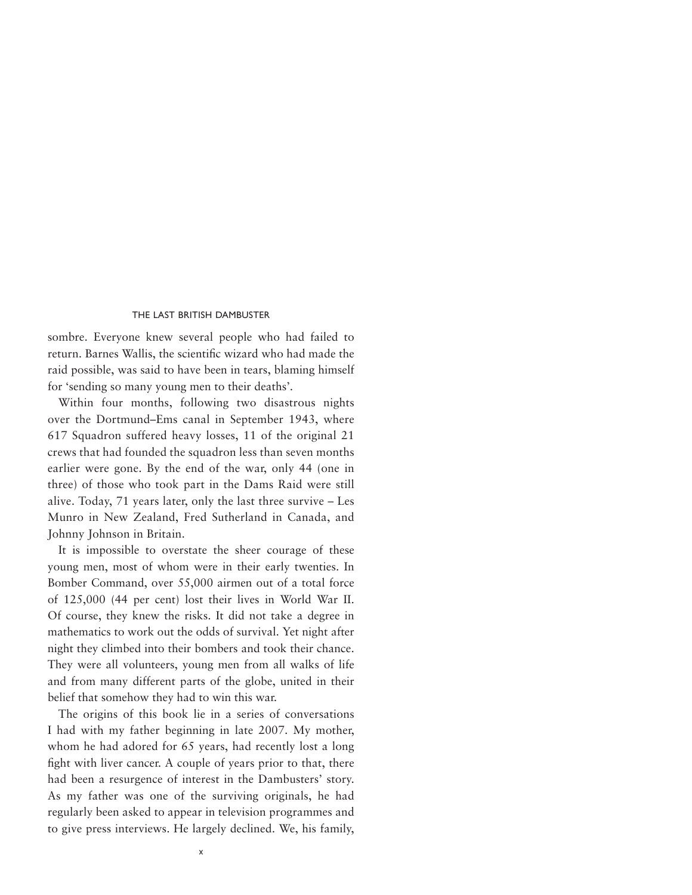sombre. Everyone knew several people who had failed to return. Barnes Wallis, the scientific wizard who had made the raid possible, was said to have been in tears, blaming himself for 'sending so many young men to their deaths'.

Within four months, following two disastrous nights over the Dortmund–Ems canal in September 1943, where 617 Squadron suffered heavy losses, 11 of the original 21 crews that had founded the squadron less than seven months earlier were gone. By the end of the war, only 44 (one in three) of those who took part in the Dams Raid were still alive. Today, 71 years later, only the last three survive – Les Munro in New Zealand, Fred Sutherland in Canada, and Johnny Johnson in Britain.

It is impossible to overstate the sheer courage of these young men, most of whom were in their early twenties. In Bomber Command, over 55,000 airmen out of a total force of 125,000 (44 per cent) lost their lives in World War II. Of course, they knew the risks. It did not take a degree in mathematics to work out the odds of survival. Yet night after night they climbed into their bombers and took their chance. They were all volunteers, young men from all walks of life and from many different parts of the globe, united in their belief that somehow they had to win this war.

The origins of this book lie in a series of conversations I had with my father beginning in late 2007. My mother, whom he had adored for 65 years, had recently lost a long fight with liver cancer. A couple of years prior to that, there had been a resurgence of interest in the Dambusters' story. As my father was one of the surviving originals, he had regularly been asked to appear in television programmes and to give press interviews. He largely declined. We, his family,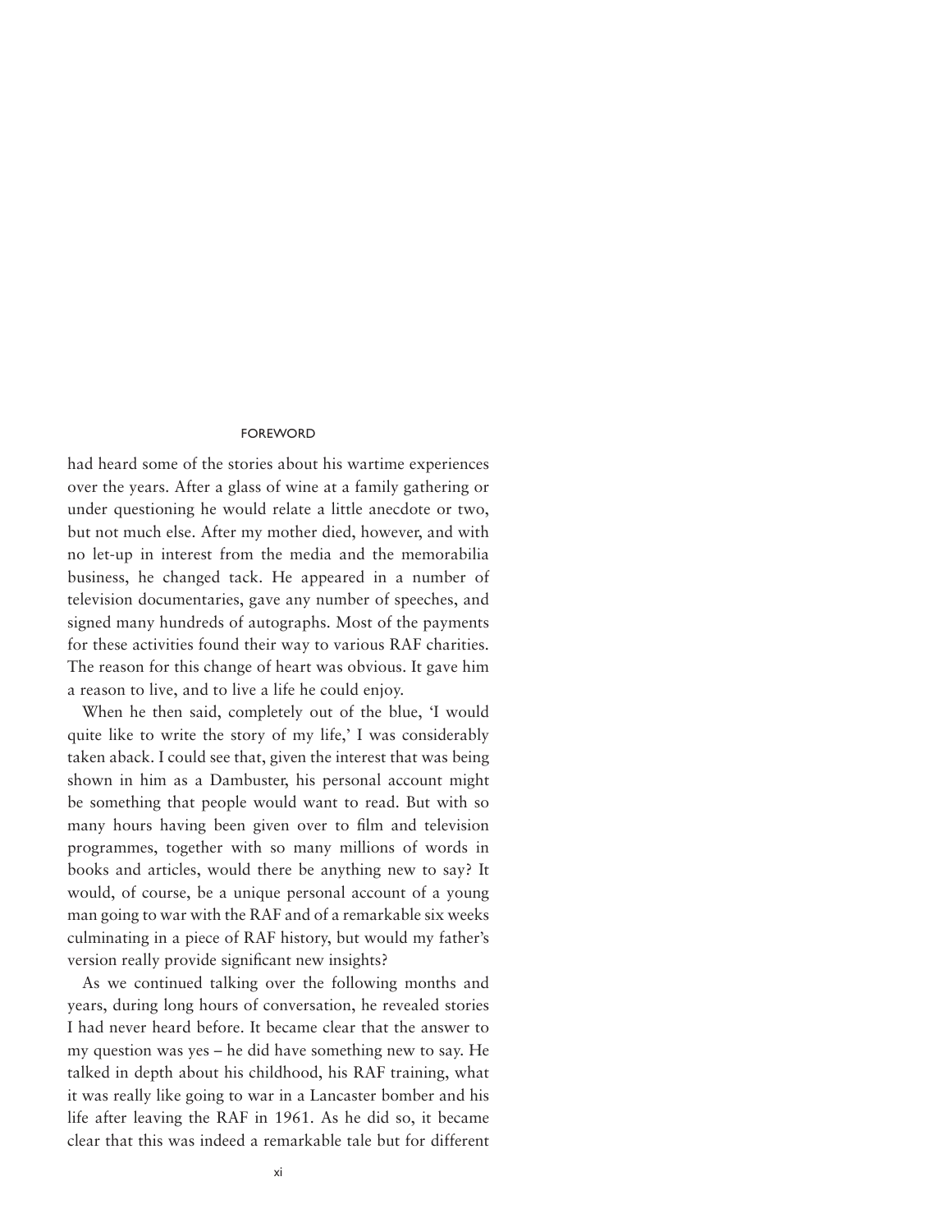had heard some of the stories about his wartime experiences over the years. After a glass of wine at a family gathering or under questioning he would relate a little anecdote or two, but not much else. After my mother died, however, and with no let-up in interest from the media and the memorabilia business, he changed tack. He appeared in a number of television documentaries, gave any number of speeches, and signed many hundreds of autographs. Most of the payments for these activities found their way to various RAF charities. The reason for this change of heart was obvious. It gave him a reason to live, and to live a life he could enjoy.

When he then said, completely out of the blue, 'I would quite like to write the story of my life,' I was considerably taken aback. I could see that, given the interest that was being shown in him as a Dambuster, his personal account might be something that people would want to read. But with so many hours having been given over to film and television programmes, together with so many millions of words in books and articles, would there be anything new to say? It would, of course, be a unique personal account of a young man going to war with the RAF and of a remarkable six weeks culminating in a piece of RAF history, but would my father's version really provide significant new insights?

As we continued talking over the following months and years, during long hours of conversation, he revealed stories I had never heard before. It became clear that the answer to my question was yes – he did have something new to say. He talked in depth about his childhood, his RAF training, what it was really like going to war in a Lancaster bomber and his life after leaving the RAF in 1961. As he did so, it became clear that this was indeed a remarkable tale but for different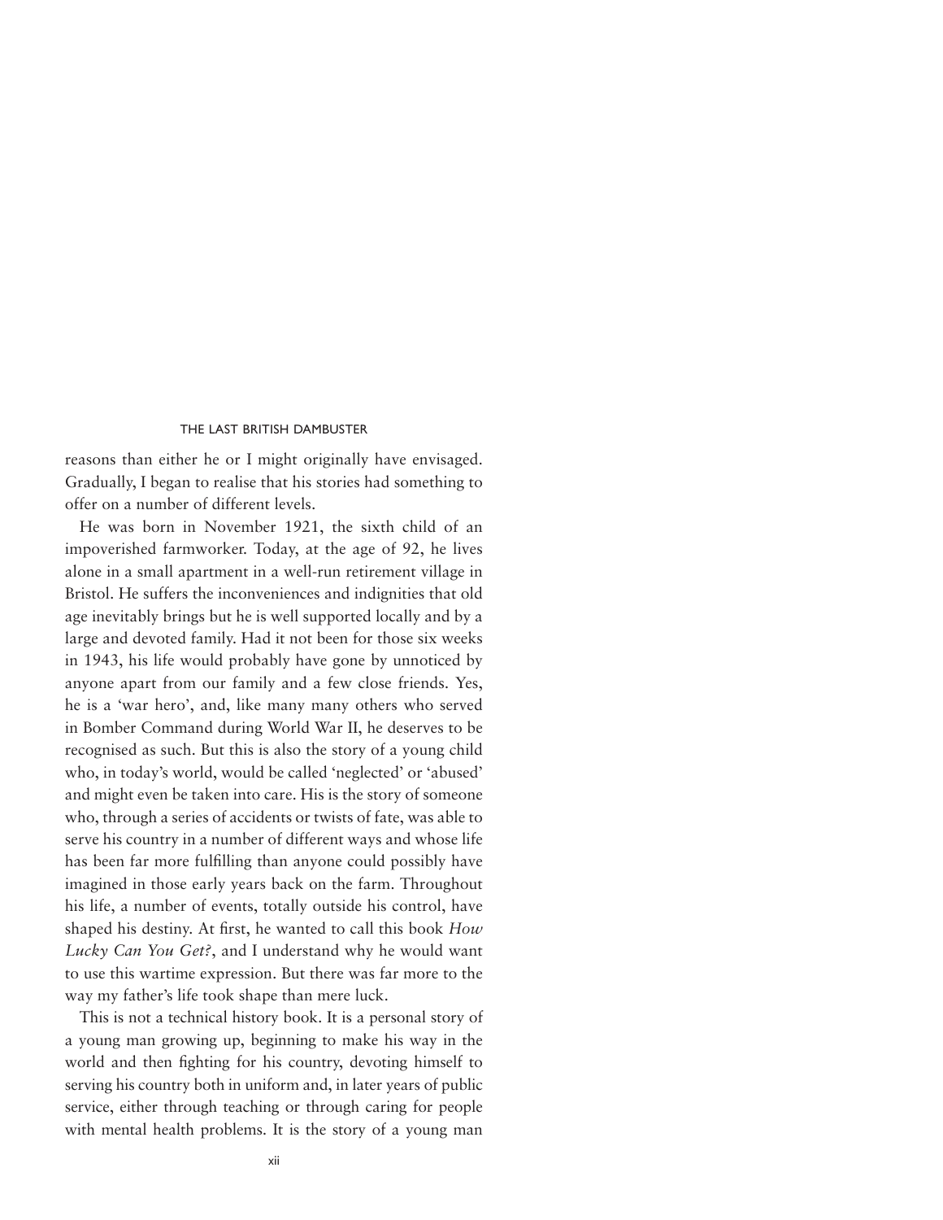reasons than either he or I might originally have envisaged. Gradually, I began to realise that his stories had something to offer on a number of different levels.

He was born in November 1921, the sixth child of an impoverished farmworker. Today, at the age of 92, he lives alone in a small apartment in a well-run retirement village in Bristol. He suffers the inconveniences and indignities that old age inevitably brings but he is well supported locally and by a large and devoted family. Had it not been for those six weeks in 1943, his life would probably have gone by unnoticed by anyone apart from our family and a few close friends. Yes, he is a 'war hero', and, like many many others who served in Bomber Command during World War II, he deserves to be recognised as such. But this is also the story of a young child who, in today's world, would be called 'neglected' or 'abused' and might even be taken into care. His is the story of someone who, through a series of accidents or twists of fate, was able to serve his country in a number of different ways and whose life has been far more fulfilling than anyone could possibly have imagined in those early years back on the farm. Throughout his life, a number of events, totally outside his control, have shaped his destiny. At first, he wanted to call this book *How Lucky Can You Get?*, and I understand why he would want to use this wartime expression. But there was far more to the way my father's life took shape than mere luck.

This is not a technical history book. It is a personal story of a young man growing up, beginning to make his way in the world and then fighting for his country, devoting himself to serving his country both in uniform and, in later years of public service, either through teaching or through caring for people with mental health problems. It is the story of a young man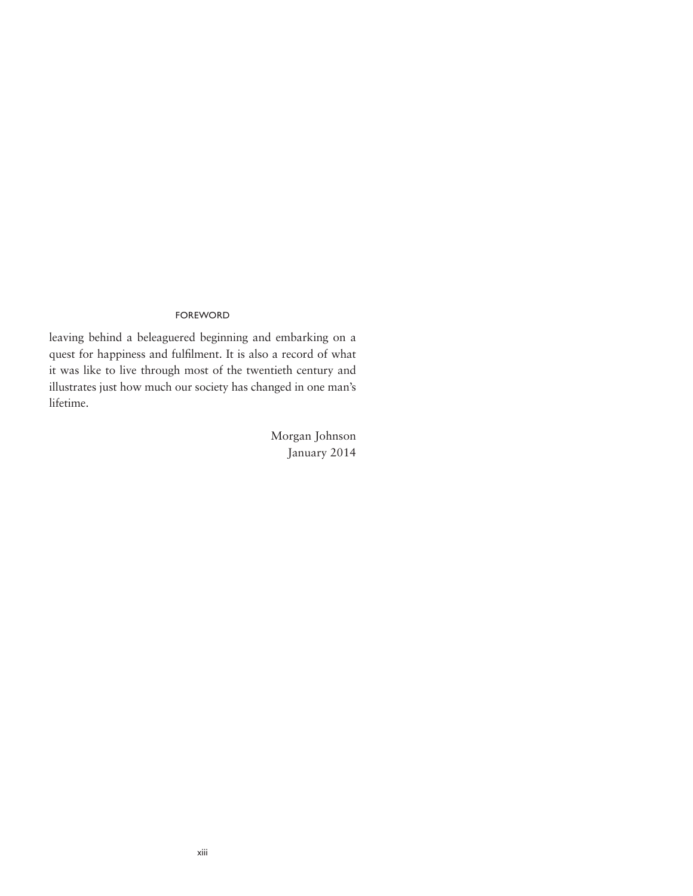leaving behind a beleaguered beginning and embarking on a quest for happiness and fulfilment. It is also a record of what it was like to live through most of the twentieth century and illustrates just how much our society has changed in one man's lifetime.

Morgan Johnson
January 2014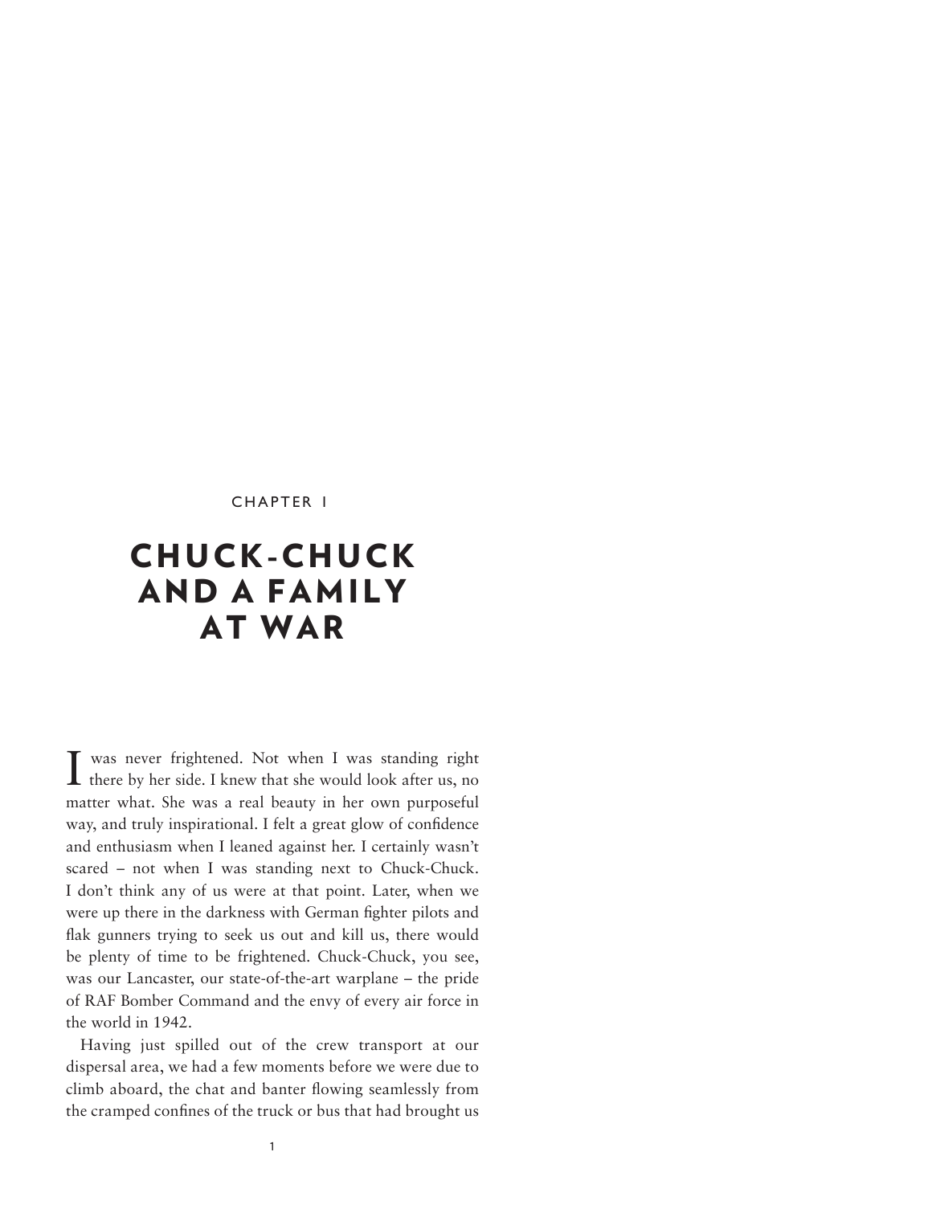CHAPTER 1

# CHUCK-CHUCK AND A FAMILY AT WAR

I was never frightened. Not when I was standing right there by her side. I knew that she would look after us, no matter what. She was a real beauty in her own purposeful way, and truly inspirational. I felt a great glow of confidence and enthusiasm when I leaned against her. I certainly wasn't scared – not when I was standing next to Chuck-Chuck. I don't think any of us were at that point. Later, when we were up there in the darkness with German fighter pilots and flak gunners trying to seek us out and kill us, there would be plenty of time to be frightened. Chuck-Chuck, you see, was our Lancaster, our state-of-the-art warplane – the pride of RAF Bomber Command and the envy of every air force in the world in 1942.

Having just spilled out of the crew transport at our dispersal area, we had a few moments before we were due to climb aboard, the chat and banter flowing seamlessly from the cramped confines of the truck or bus that had brought us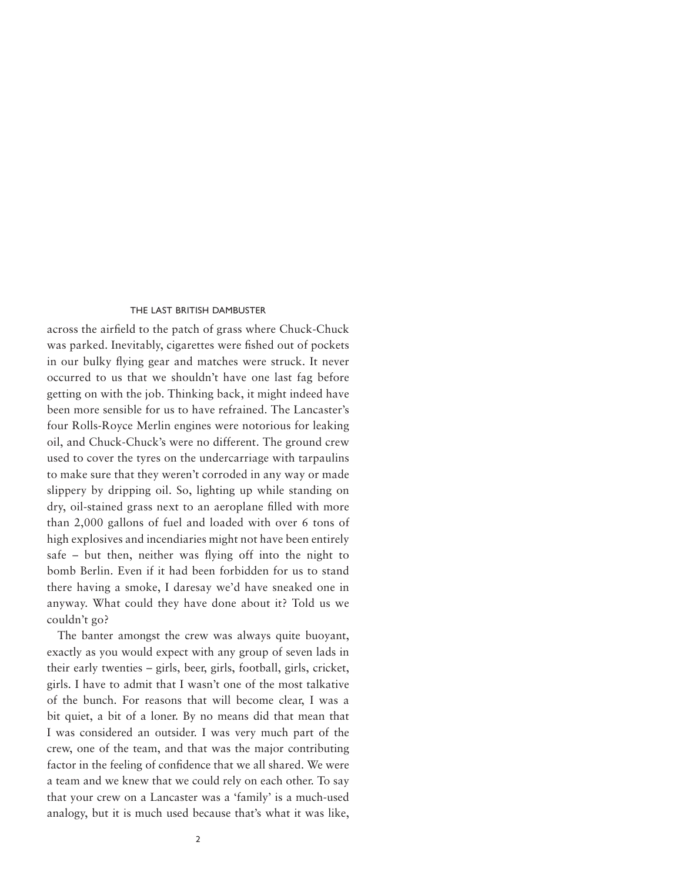across the airfield to the patch of grass where Chuck-Chuck was parked. Inevitably, cigarettes were fished out of pockets in our bulky flying gear and matches were struck. It never occurred to us that we shouldn't have one last fag before getting on with the job. Thinking back, it might indeed have been more sensible for us to have refrained. The Lancaster's four Rolls-Royce Merlin engines were notorious for leaking oil, and Chuck-Chuck's were no different. The ground crew used to cover the tyres on the undercarriage with tarpaulins to make sure that they weren't corroded in any way or made slippery by dripping oil. So, lighting up while standing on dry, oil-stained grass next to an aeroplane filled with more than 2,000 gallons of fuel and loaded with over 6 tons of high explosives and incendiaries might not have been entirely safe – but then, neither was flying off into the night to bomb Berlin. Even if it had been forbidden for us to stand there having a smoke, I daresay we'd have sneaked one in anyway. What could they have done about it? Told us we couldn't go?

The banter amongst the crew was always quite buoyant, exactly as you would expect with any group of seven lads in their early twenties – girls, beer, girls, football, girls, cricket, girls. I have to admit that I wasn't one of the most talkative of the bunch. For reasons that will become clear, I was a bit quiet, a bit of a loner. By no means did that mean that I was considered an outsider. I was very much part of the crew, one of the team, and that was the major contributing factor in the feeling of confidence that we all shared. We were a team and we knew that we could rely on each other. To say that your crew on a Lancaster was a 'family' is a much-used analogy, but it is much used because that's what it was like,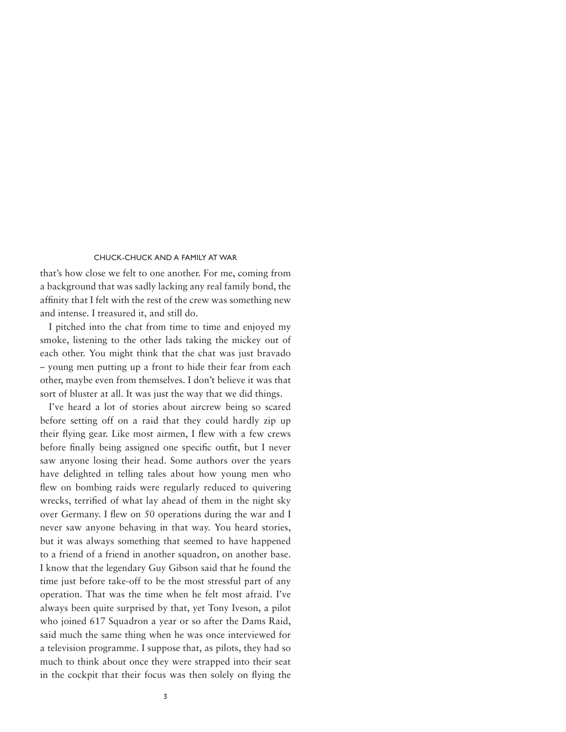that's how close we felt to one another. For me, coming from a background that was sadly lacking any real family bond, the affinity that I felt with the rest of the crew was something new and intense. I treasured it, and still do.

I pitched into the chat from time to time and enjoyed my smoke, listening to the other lads taking the mickey out of each other. You might think that the chat was just bravado – young men putting up a front to hide their fear from each other, maybe even from themselves. I don't believe it was that sort of bluster at all. It was just the way that we did things.

I've heard a lot of stories about aircrew being so scared before setting off on a raid that they could hardly zip up their flying gear. Like most airmen, I flew with a few crews before finally being assigned one specific outfit, but I never saw anyone losing their head. Some authors over the years have delighted in telling tales about how young men who flew on bombing raids were regularly reduced to quivering wrecks, terrified of what lay ahead of them in the night sky over Germany. I flew on 50 operations during the war and I never saw anyone behaving in that way. You heard stories, but it was always something that seemed to have happened to a friend of a friend in another squadron, on another base. I know that the legendary Guy Gibson said that he found the time just before take-off to be the most stressful part of any operation. That was the time when he felt most afraid. I've always been quite surprised by that, yet Tony Iveson, a pilot who joined 617 Squadron a year or so after the Dams Raid, said much the same thing when he was once interviewed for a television programme. I suppose that, as pilots, they had so much to think about once they were strapped into their seat in the cockpit that their focus was then solely on flying the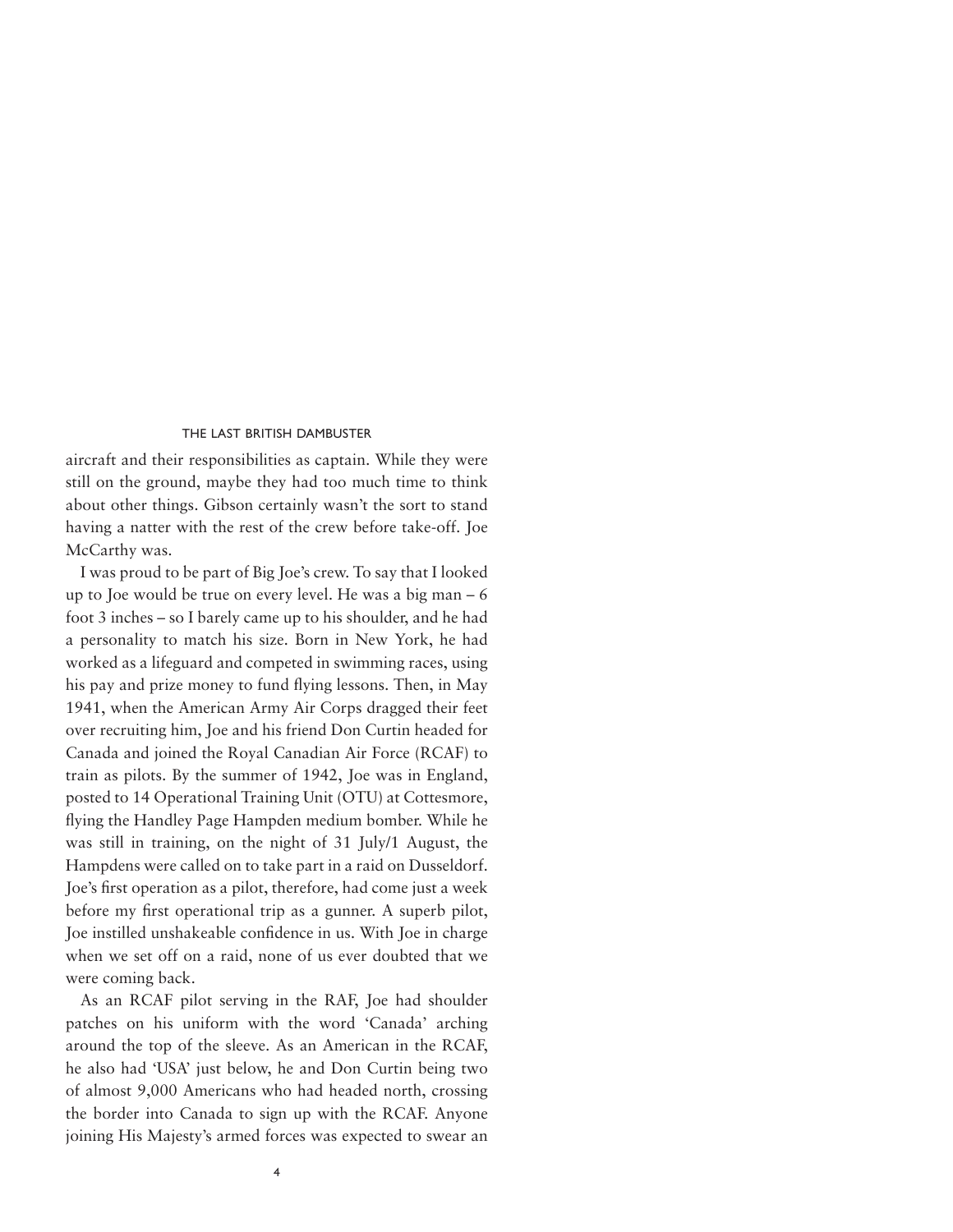aircraft and their responsibilities as captain. While they were still on the ground, maybe they had too much time to think about other things. Gibson certainly wasn't the sort to stand having a natter with the rest of the crew before take-off. Joe McCarthy was.

I was proud to be part of Big Joe's crew. To say that I looked up to Joe would be true on every level. He was a big man – 6 foot 3 inches – so I barely came up to his shoulder, and he had a personality to match his size. Born in New York, he had worked as a lifeguard and competed in swimming races, using his pay and prize money to fund flying lessons. Then, in May 1941, when the American Army Air Corps dragged their feet over recruiting him, Joe and his friend Don Curtin headed for Canada and joined the Royal Canadian Air Force (RCAF) to train as pilots. By the summer of 1942, Joe was in England, posted to 14 Operational Training Unit (OTU) at Cottesmore, flying the Handley Page Hampden medium bomber. While he was still in training, on the night of 31 July/1 August, the Hampdens were called on to take part in a raid on Dusseldorf. Joe's first operation as a pilot, therefore, had come just a week before my first operational trip as a gunner. A superb pilot, Joe instilled unshakeable confidence in us. With Joe in charge when we set off on a raid, none of us ever doubted that we were coming back.

As an RCAF pilot serving in the RAF, Joe had shoulder patches on his uniform with the word 'Canada' arching around the top of the sleeve. As an American in the RCAF, he also had 'USA' just below, he and Don Curtin being two of almost 9,000 Americans who had headed north, crossing the border into Canada to sign up with the RCAF. Anyone joining His Majesty's armed forces was expected to swear an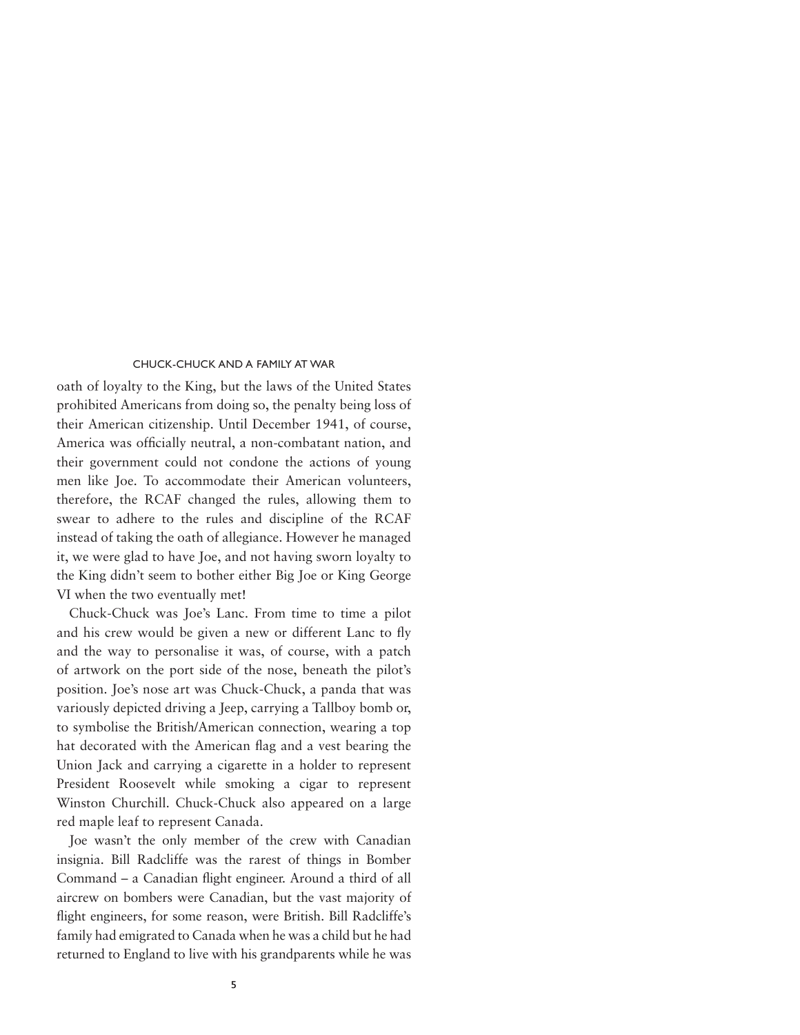oath of loyalty to the King, but the laws of the United States prohibited Americans from doing so, the penalty being loss of their American citizenship. Until December 1941, of course, America was officially neutral, a non-combatant nation, and their government could not condone the actions of young men like Joe. To accommodate their American volunteers, therefore, the RCAF changed the rules, allowing them to swear to adhere to the rules and discipline of the RCAF instead of taking the oath of allegiance. However he managed it, we were glad to have Joe, and not having sworn loyalty to the King didn't seem to bother either Big Joe or King George VI when the two eventually met!

Chuck-Chuck was Joe's Lanc. From time to time a pilot and his crew would be given a new or different Lanc to fly and the way to personalise it was, of course, with a patch of artwork on the port side of the nose, beneath the pilot's position. Joe's nose art was Chuck-Chuck, a panda that was variously depicted driving a Jeep, carrying a Tallboy bomb or, to symbolise the British/American connection, wearing a top hat decorated with the American flag and a vest bearing the Union Jack and carrying a cigarette in a holder to represent President Roosevelt while smoking a cigar to represent Winston Churchill. Chuck-Chuck also appeared on a large red maple leaf to represent Canada.

Joe wasn't the only member of the crew with Canadian insignia. Bill Radcliffe was the rarest of things in Bomber Command – a Canadian flight engineer. Around a third of all aircrew on bombers were Canadian, but the vast majority of flight engineers, for some reason, were British. Bill Radcliffe's family had emigrated to Canada when he was a child but he had returned to England to live with his grandparents while he was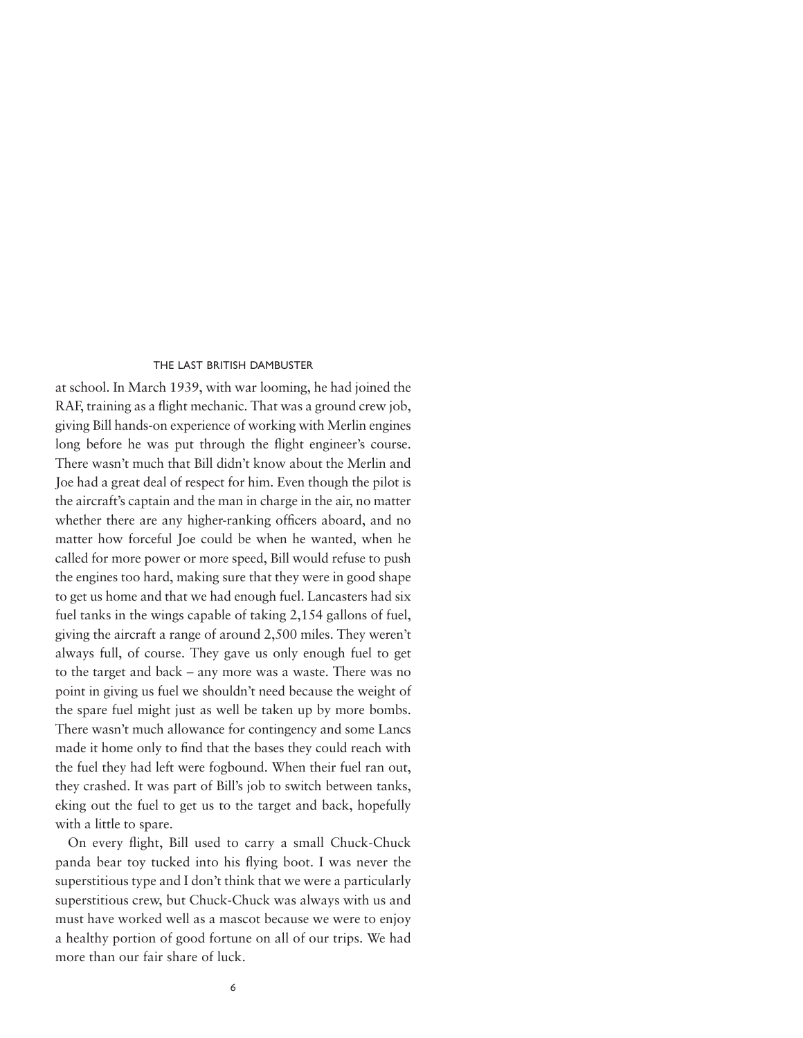at school. In March 1939, with war looming, he had joined the RAF, training as a flight mechanic. That was a ground crew job, giving Bill hands-on experience of working with Merlin engines long before he was put through the flight engineer's course. There wasn't much that Bill didn't know about the Merlin and Joe had a great deal of respect for him. Even though the pilot is the aircraft's captain and the man in charge in the air, no matter whether there are any higher-ranking officers aboard, and no matter how forceful Joe could be when he wanted, when he called for more power or more speed, Bill would refuse to push the engines too hard, making sure that they were in good shape to get us home and that we had enough fuel. Lancasters had six fuel tanks in the wings capable of taking 2,154 gallons of fuel, giving the aircraft a range of around 2,500 miles. They weren't always full, of course. They gave us only enough fuel to get to the target and back – any more was a waste. There was no point in giving us fuel we shouldn't need because the weight of the spare fuel might just as well be taken up by more bombs. There wasn't much allowance for contingency and some Lancs made it home only to find that the bases they could reach with the fuel they had left were fogbound. When their fuel ran out, they crashed. It was part of Bill's job to switch between tanks, eking out the fuel to get us to the target and back, hopefully with a little to spare.

On every flight, Bill used to carry a small Chuck-Chuck panda bear toy tucked into his flying boot. I was never the superstitious type and I don't think that we were a particularly superstitious crew, but Chuck-Chuck was always with us and must have worked well as a mascot because we were to enjoy a healthy portion of good fortune on all of our trips. We had more than our fair share of luck.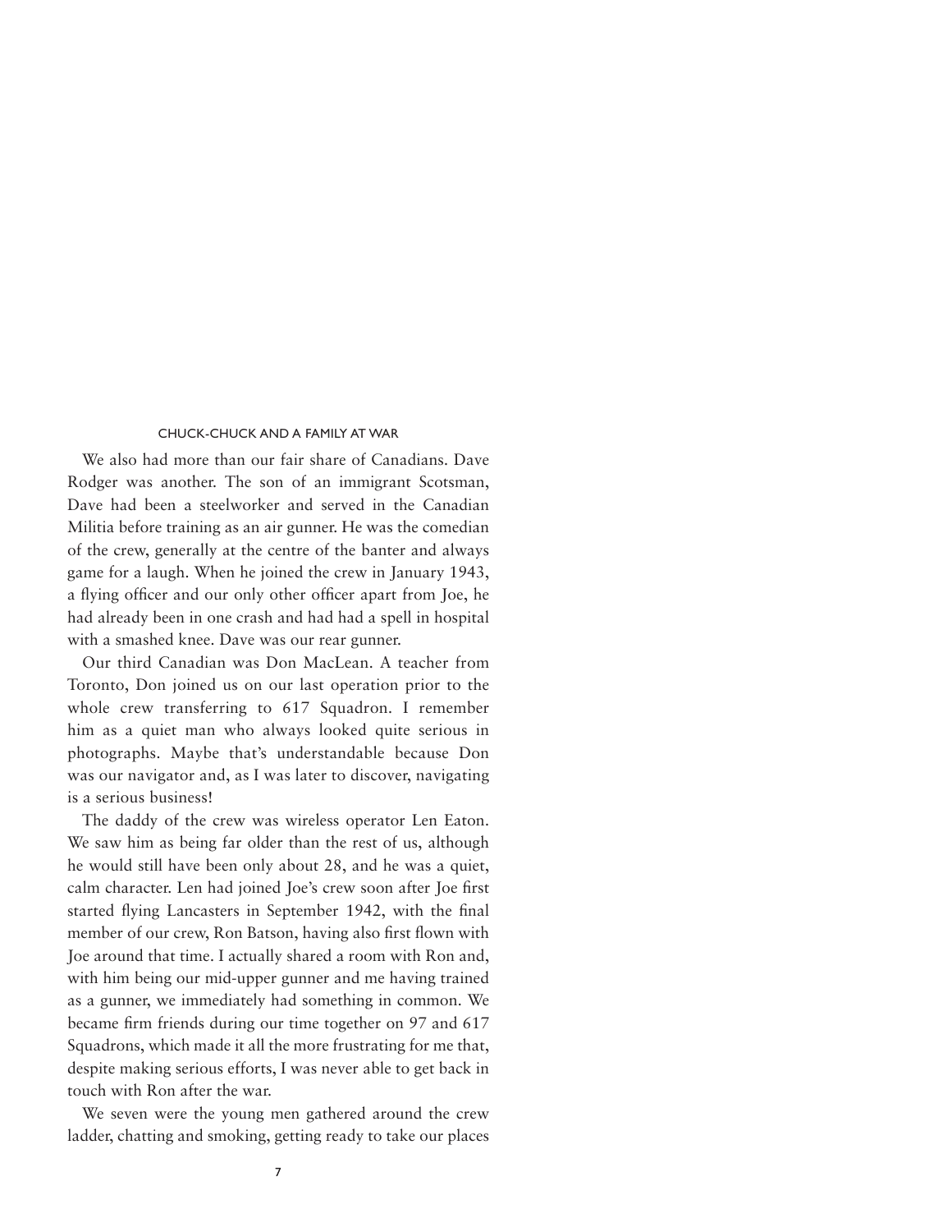We also had more than our fair share of Canadians. Dave Rodger was another. The son of an immigrant Scotsman, Dave had been a steelworker and served in the Canadian Militia before training as an air gunner. He was the comedian of the crew, generally at the centre of the banter and always game for a laugh. When he joined the crew in January 1943, a flying officer and our only other officer apart from Joe, he had already been in one crash and had had a spell in hospital with a smashed knee. Dave was our rear gunner.

Our third Canadian was Don MacLean. A teacher from Toronto, Don joined us on our last operation prior to the whole crew transferring to 617 Squadron. I remember him as a quiet man who always looked quite serious in photographs. Maybe that's understandable because Don was our navigator and, as I was later to discover, navigating is a serious business!

The daddy of the crew was wireless operator Len Eaton. We saw him as being far older than the rest of us, although he would still have been only about 28, and he was a quiet, calm character. Len had joined Joe's crew soon after Joe first started flying Lancasters in September 1942, with the final member of our crew, Ron Batson, having also first flown with Joe around that time. I actually shared a room with Ron and, with him being our mid-upper gunner and me having trained as a gunner, we immediately had something in common. We became firm friends during our time together on 97 and 617 Squadrons, which made it all the more frustrating for me that, despite making serious efforts, I was never able to get back in touch with Ron after the war.

We seven were the young men gathered around the crew ladder, chatting and smoking, getting ready to take our places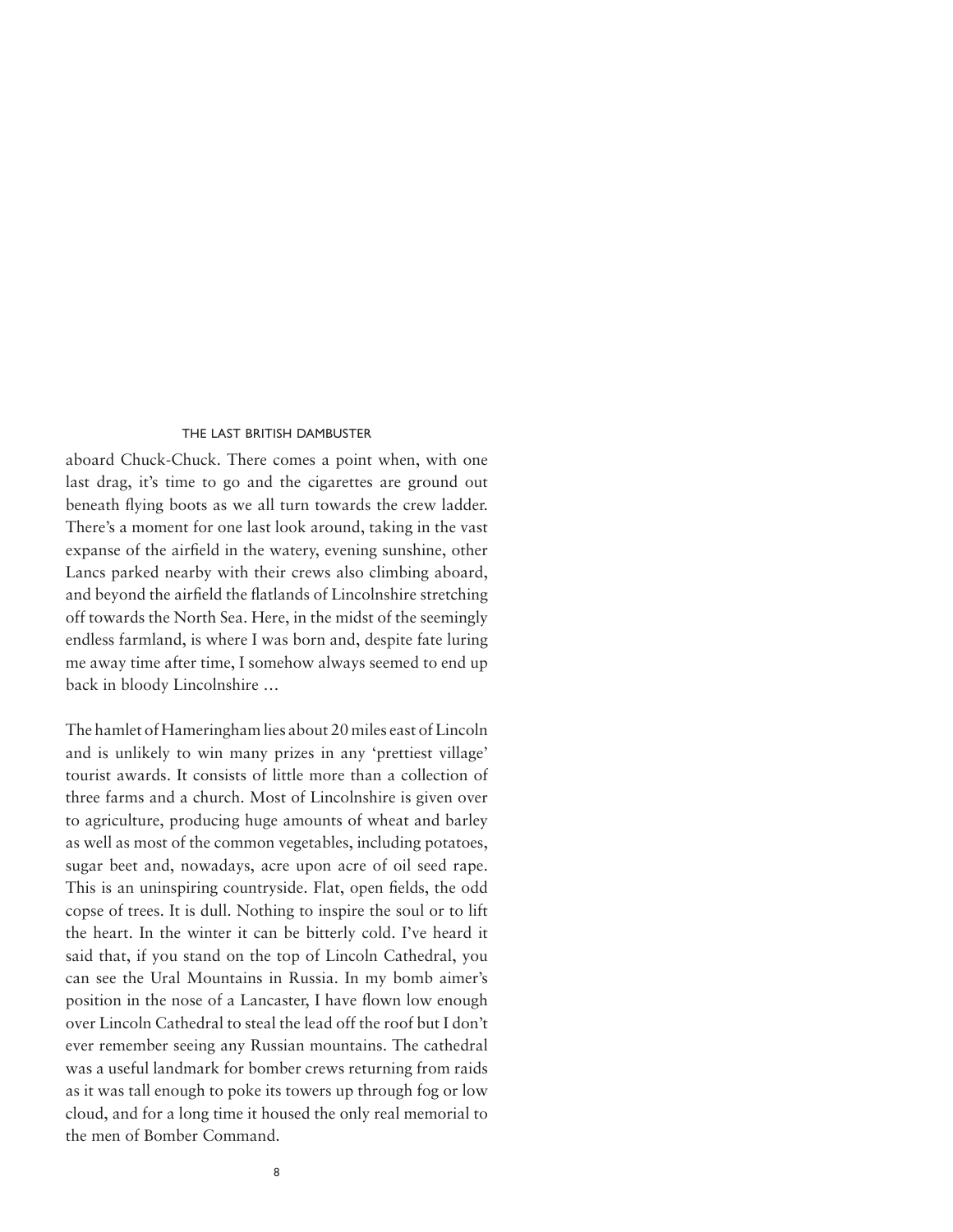aboard Chuck-Chuck. There comes a point when, with one last drag, it's time to go and the cigarettes are ground out beneath flying boots as we all turn towards the crew ladder. There's a moment for one last look around, taking in the vast expanse of the airfield in the watery, evening sunshine, other Lancs parked nearby with their crews also climbing aboard, and beyond the airfield the flatlands of Lincolnshire stretching off towards the North Sea. Here, in the midst of the seemingly endless farmland, is where I was born and, despite fate luring me away time after time, I somehow always seemed to end up back in bloody Lincolnshire …

The hamlet of Hameringham lies about 20 miles east of Lincoln and is unlikely to win many prizes in any 'prettiest village' tourist awards. It consists of little more than a collection of three farms and a church. Most of Lincolnshire is given over to agriculture, producing huge amounts of wheat and barley as well as most of the common vegetables, including potatoes, sugar beet and, nowadays, acre upon acre of oil seed rape. This is an uninspiring countryside. Flat, open fields, the odd copse of trees. It is dull. Nothing to inspire the soul or to lift the heart. In the winter it can be bitterly cold. I've heard it said that, if you stand on the top of Lincoln Cathedral, you can see the Ural Mountains in Russia. In my bomb aimer's position in the nose of a Lancaster, I have flown low enough over Lincoln Cathedral to steal the lead off the roof but I don't ever remember seeing any Russian mountains. The cathedral was a useful landmark for bomber crews returning from raids as it was tall enough to poke its towers up through fog or low cloud, and for a long time it housed the only real memorial to the men of Bomber Command.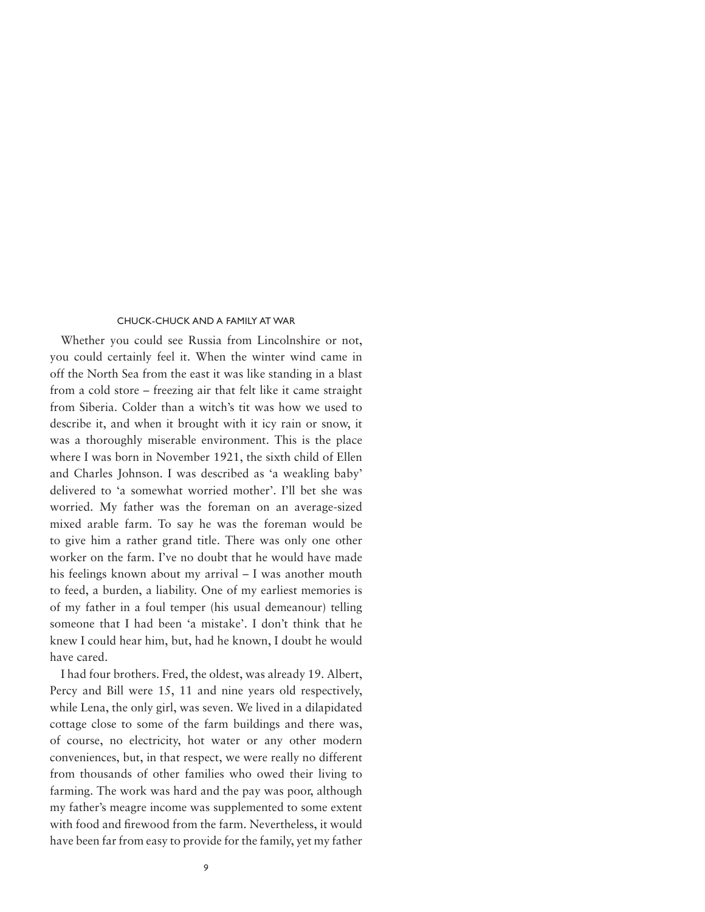## CHUCK-CHUCK AND A FAMILY AT WAR

Whether you could see Russia from Lincolnshire or not, you could certainly feel it. When the winter wind came in off the North Sea from the east it was like standing in a blast from a cold store – freezing air that felt like it came straight from Siberia. Colder than a witch's tit was how we used to describe it, and when it brought with it icy rain or snow, it was a thoroughly miserable environment. This is the place where I was born in November 1921, the sixth child of Ellen and Charles Johnson. I was described as 'a weakling baby' delivered to 'a somewhat worried mother'. I'll bet she was worried. My father was the foreman on an average-sized mixed arable farm. To say he was the foreman would be to give him a rather grand title. There was only one other worker on the farm. I've no doubt that he would have made his feelings known about my arrival – I was another mouth to feed, a burden, a liability. One of my earliest memories is of my father in a foul temper (his usual demeanour) telling someone that I had been 'a mistake'. I don't think that he knew I could hear him, but, had he known, I doubt he would have cared.

I had four brothers. Fred, the oldest, was already 19. Albert, Percy and Bill were 15, 11 and nine years old respectively, while Lena, the only girl, was seven. We lived in a dilapidated cottage close to some of the farm buildings and there was, of course, no electricity, hot water or any other modern conveniences, but, in that respect, we were really no different from thousands of other families who owed their living to farming. The work was hard and the pay was poor, although my father's meagre income was supplemented to some extent with food and firewood from the farm. Nevertheless, it would have been far from easy to provide for the family, yet my father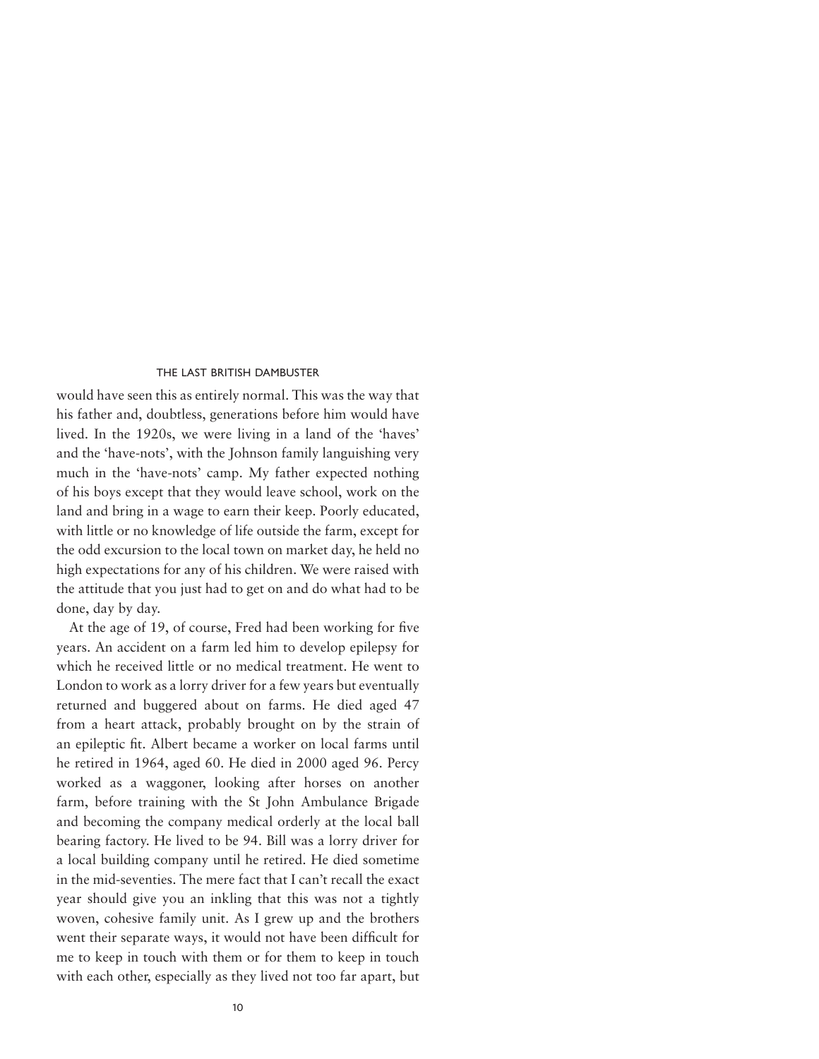would have seen this as entirely normal. This was the way that his father and, doubtless, generations before him would have lived. In the 1920s, we were living in a land of the 'haves' and the 'have-nots', with the Johnson family languishing very much in the 'have-nots' camp. My father expected nothing of his boys except that they would leave school, work on the land and bring in a wage to earn their keep. Poorly educated, with little or no knowledge of life outside the farm, except for the odd excursion to the local town on market day, he held no high expectations for any of his children. We were raised with the attitude that you just had to get on and do what had to be done, day by day.

At the age of 19, of course, Fred had been working for five years. An accident on a farm led him to develop epilepsy for which he received little or no medical treatment. He went to London to work as a lorry driver for a few years but eventually returned and buggered about on farms. He died aged 47 from a heart attack, probably brought on by the strain of an epileptic fit. Albert became a worker on local farms until he retired in 1964, aged 60. He died in 2000 aged 96. Percy worked as a waggoner, looking after horses on another farm, before training with the St John Ambulance Brigade and becoming the company medical orderly at the local ball bearing factory. He lived to be 94. Bill was a lorry driver for a local building company until he retired. He died sometime in the mid-seventies. The mere fact that I can't recall the exact year should give you an inkling that this was not a tightly woven, cohesive family unit. As I grew up and the brothers went their separate ways, it would not have been difficult for me to keep in touch with them or for them to keep in touch with each other, especially as they lived not too far apart, but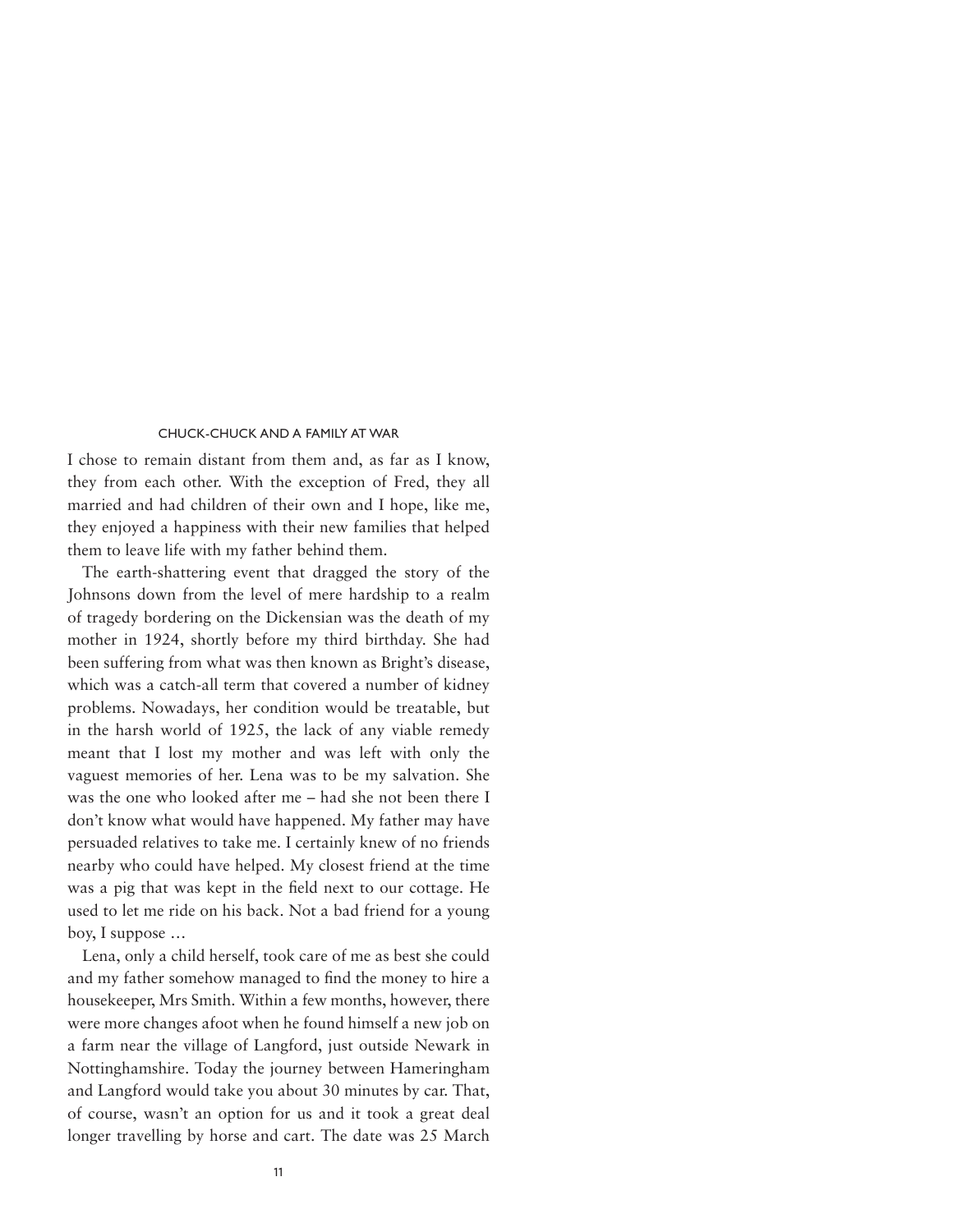I chose to remain distant from them and, as far as I know, they from each other. With the exception of Fred, they all married and had children of their own and I hope, like me, they enjoyed a happiness with their new families that helped them to leave life with my father behind them.

The earth-shattering event that dragged the story of the Johnsons down from the level of mere hardship to a realm of tragedy bordering on the Dickensian was the death of my mother in 1924, shortly before my third birthday. She had been suffering from what was then known as Bright's disease, which was a catch-all term that covered a number of kidney problems. Nowadays, her condition would be treatable, but in the harsh world of 1925, the lack of any viable remedy meant that I lost my mother and was left with only the vaguest memories of her. Lena was to be my salvation. She was the one who looked after me – had she not been there I don't know what would have happened. My father may have persuaded relatives to take me. I certainly knew of no friends nearby who could have helped. My closest friend at the time was a pig that was kept in the field next to our cottage. He used to let me ride on his back. Not a bad friend for a young boy, I suppose …

Lena, only a child herself, took care of me as best she could and my father somehow managed to find the money to hire a housekeeper, Mrs Smith. Within a few months, however, there were more changes afoot when he found himself a new job on a farm near the village of Langford, just outside Newark in Nottinghamshire. Today the journey between Hameringham and Langford would take you about 30 minutes by car. That, of course, wasn't an option for us and it took a great deal longer travelling by horse and cart. The date was 25 March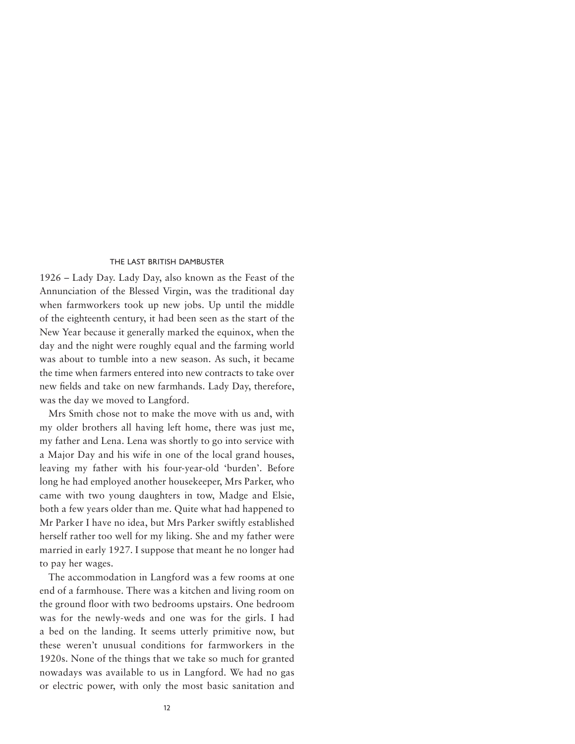1926 – Lady Day. Lady Day, also known as the Feast of the Annunciation of the Blessed Virgin, was the traditional day when farmworkers took up new jobs. Up until the middle of the eighteenth century, it had been seen as the start of the New Year because it generally marked the equinox, when the day and the night were roughly equal and the farming world was about to tumble into a new season. As such, it became the time when farmers entered into new contracts to take over new fields and take on new farmhands. Lady Day, therefore, was the day we moved to Langford.

Mrs Smith chose not to make the move with us and, with my older brothers all having left home, there was just me, my father and Lena. Lena was shortly to go into service with a Major Day and his wife in one of the local grand houses, leaving my father with his four-year-old 'burden'. Before long he had employed another housekeeper, Mrs Parker, who came with two young daughters in tow, Madge and Elsie, both a few years older than me. Quite what had happened to Mr Parker I have no idea, but Mrs Parker swiftly established herself rather too well for my liking. She and my father were married in early 1927. I suppose that meant he no longer had to pay her wages.

The accommodation in Langford was a few rooms at one end of a farmhouse. There was a kitchen and living room on the ground floor with two bedrooms upstairs. One bedroom was for the newly-weds and one was for the girls. I had a bed on the landing. It seems utterly primitive now, but these weren't unusual conditions for farmworkers in the 1920s. None of the things that we take so much for granted nowadays was available to us in Langford. We had no gas or electric power, with only the most basic sanitation and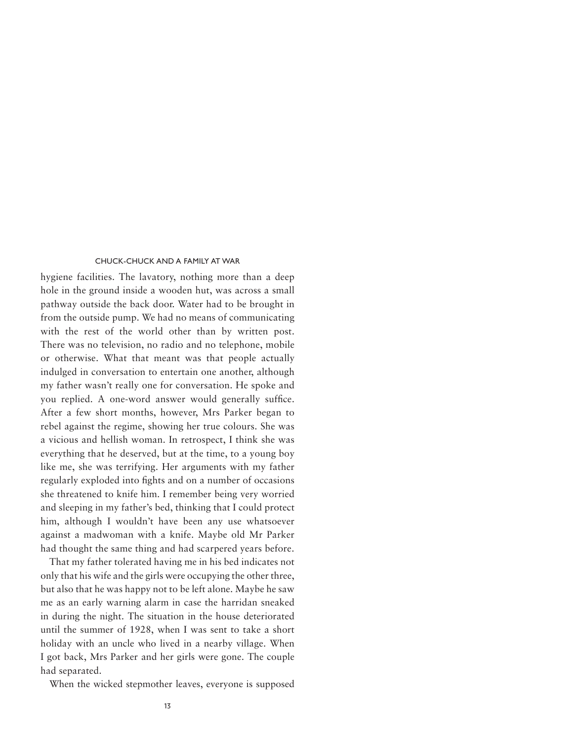hygiene facilities. The lavatory, nothing more than a deep hole in the ground inside a wooden hut, was across a small pathway outside the back door. Water had to be brought in from the outside pump. We had no means of communicating with the rest of the world other than by written post. There was no television, no radio and no telephone, mobile or otherwise. What that meant was that people actually indulged in conversation to entertain one another, although my father wasn't really one for conversation. He spoke and you replied. A one-word answer would generally suffice. After a few short months, however, Mrs Parker began to rebel against the regime, showing her true colours. She was a vicious and hellish woman. In retrospect, I think she was everything that he deserved, but at the time, to a young boy like me, she was terrifying. Her arguments with my father regularly exploded into fights and on a number of occasions she threatened to knife him. I remember being very worried and sleeping in my father's bed, thinking that I could protect him, although I wouldn't have been any use whatsoever against a madwoman with a knife. Maybe old Mr Parker had thought the same thing and had scarpered years before.

That my father tolerated having me in his bed indicates not only that his wife and the girls were occupying the other three, but also that he was happy not to be left alone. Maybe he saw me as an early warning alarm in case the harridan sneaked in during the night. The situation in the house deteriorated until the summer of 1928, when I was sent to take a short holiday with an uncle who lived in a nearby village. When I got back, Mrs Parker and her girls were gone. The couple had separated.

When the wicked stepmother leaves, everyone is supposed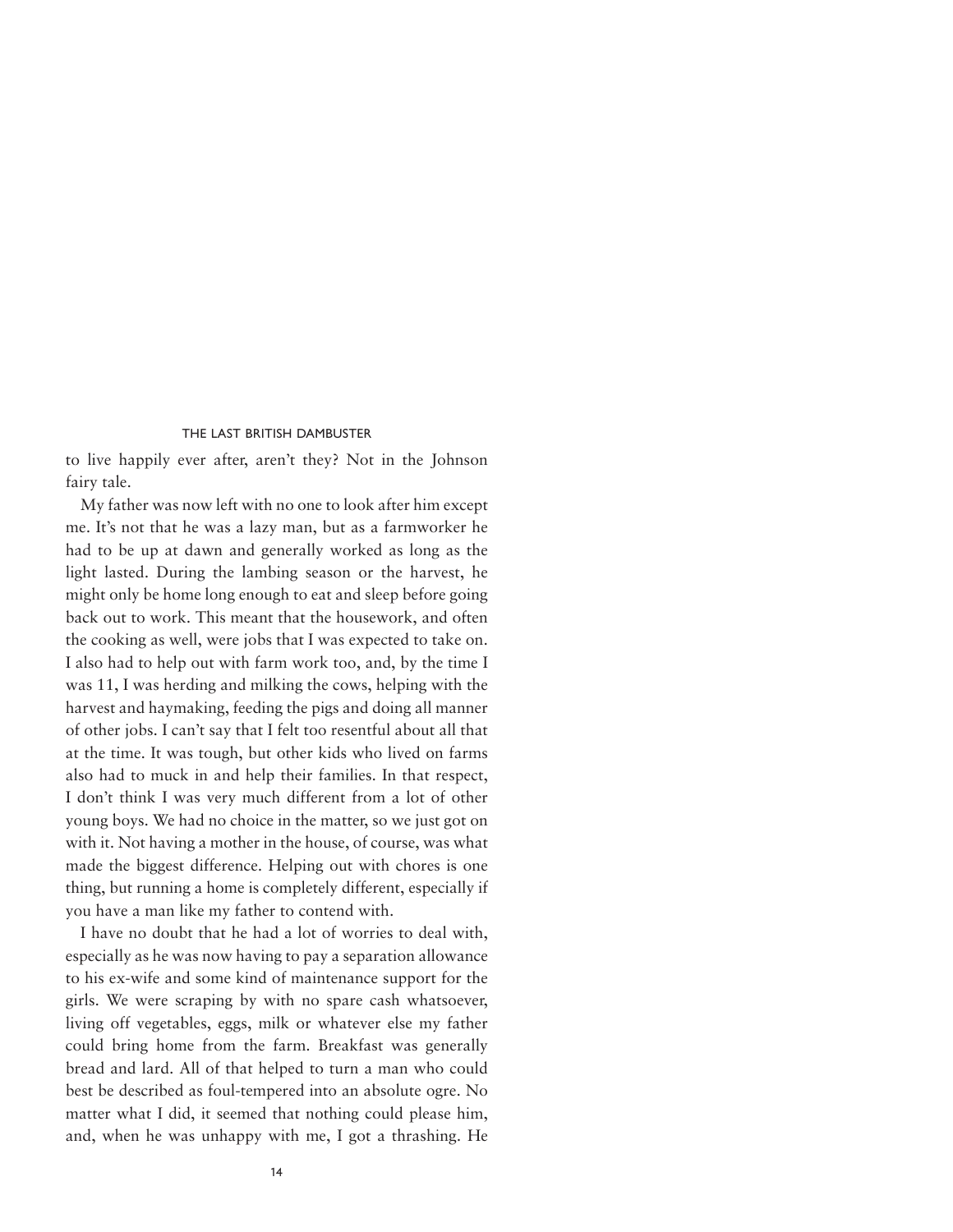to live happily ever after, aren't they? Not in the Johnson fairy tale.

My father was now left with no one to look after him except me. It's not that he was a lazy man, but as a farmworker he had to be up at dawn and generally worked as long as the light lasted. During the lambing season or the harvest, he might only be home long enough to eat and sleep before going back out to work. This meant that the housework, and often the cooking as well, were jobs that I was expected to take on. I also had to help out with farm work too, and, by the time I was 11, I was herding and milking the cows, helping with the harvest and haymaking, feeding the pigs and doing all manner of other jobs. I can't say that I felt too resentful about all that at the time. It was tough, but other kids who lived on farms also had to muck in and help their families. In that respect, I don't think I was very much different from a lot of other young boys. We had no choice in the matter, so we just got on with it. Not having a mother in the house, of course, was what made the biggest difference. Helping out with chores is one thing, but running a home is completely different, especially if you have a man like my father to contend with.

I have no doubt that he had a lot of worries to deal with, especially as he was now having to pay a separation allowance to his ex-wife and some kind of maintenance support for the girls. We were scraping by with no spare cash whatsoever, living off vegetables, eggs, milk or whatever else my father could bring home from the farm. Breakfast was generally bread and lard. All of that helped to turn a man who could best be described as foul-tempered into an absolute ogre. No matter what I did, it seemed that nothing could please him, and, when he was unhappy with me, I got a thrashing. He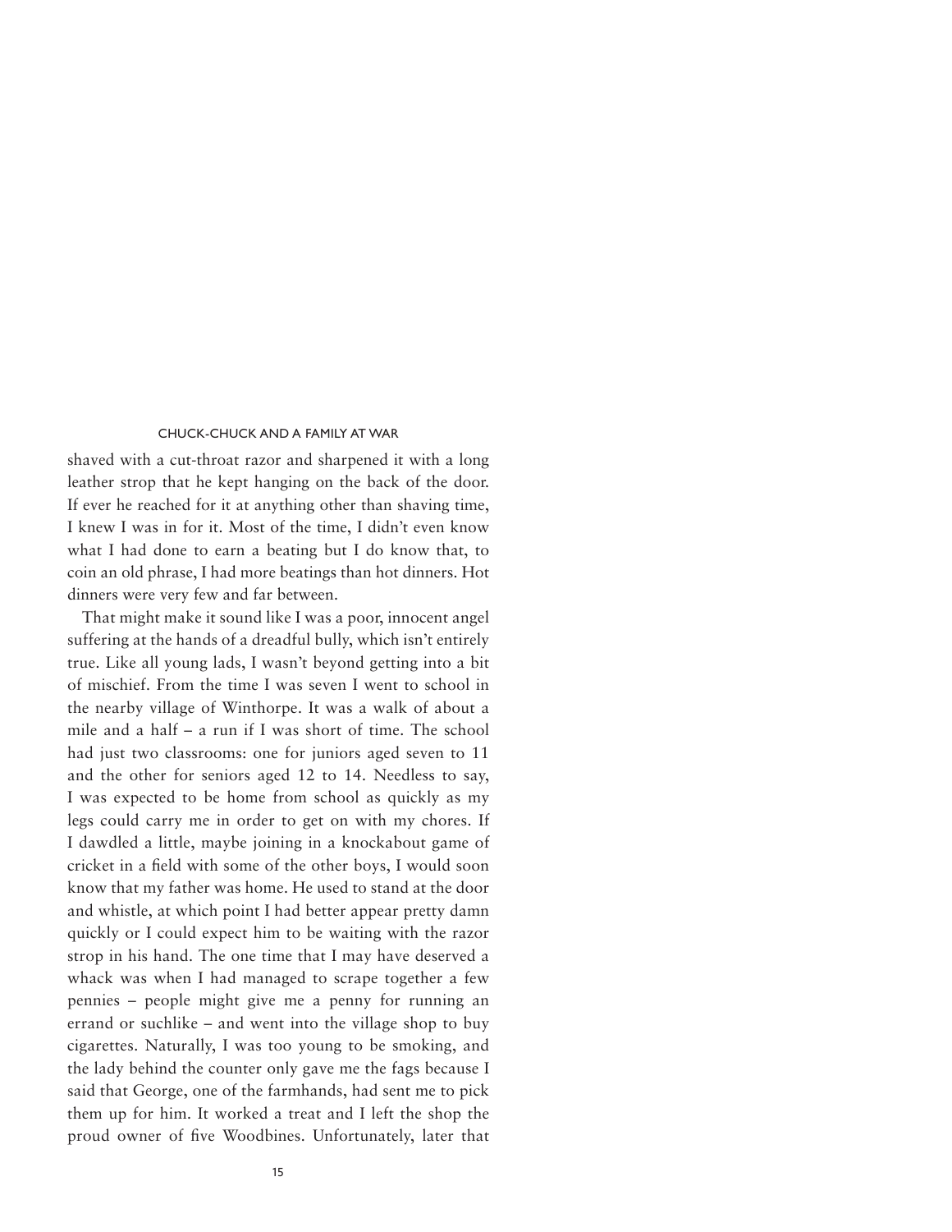shaved with a cut-throat razor and sharpened it with a long leather strop that he kept hanging on the back of the door. If ever he reached for it at anything other than shaving time, I knew I was in for it. Most of the time, I didn't even know what I had done to earn a beating but I do know that, to coin an old phrase, I had more beatings than hot dinners. Hot dinners were very few and far between.

That might make it sound like I was a poor, innocent angel suffering at the hands of a dreadful bully, which isn't entirely true. Like all young lads, I wasn't beyond getting into a bit of mischief. From the time I was seven I went to school in the nearby village of Winthorpe. It was a walk of about a mile and a half – a run if I was short of time. The school had just two classrooms: one for juniors aged seven to 11 and the other for seniors aged 12 to 14. Needless to say, I was expected to be home from school as quickly as my legs could carry me in order to get on with my chores. If I dawdled a little, maybe joining in a knockabout game of cricket in a field with some of the other boys, I would soon know that my father was home. He used to stand at the door and whistle, at which point I had better appear pretty damn quickly or I could expect him to be waiting with the razor strop in his hand. The one time that I may have deserved a whack was when I had managed to scrape together a few pennies – people might give me a penny for running an errand or suchlike – and went into the village shop to buy cigarettes. Naturally, I was too young to be smoking, and the lady behind the counter only gave me the fags because I said that George, one of the farmhands, had sent me to pick them up for him. It worked a treat and I left the shop the proud owner of five Woodbines. Unfortunately, later that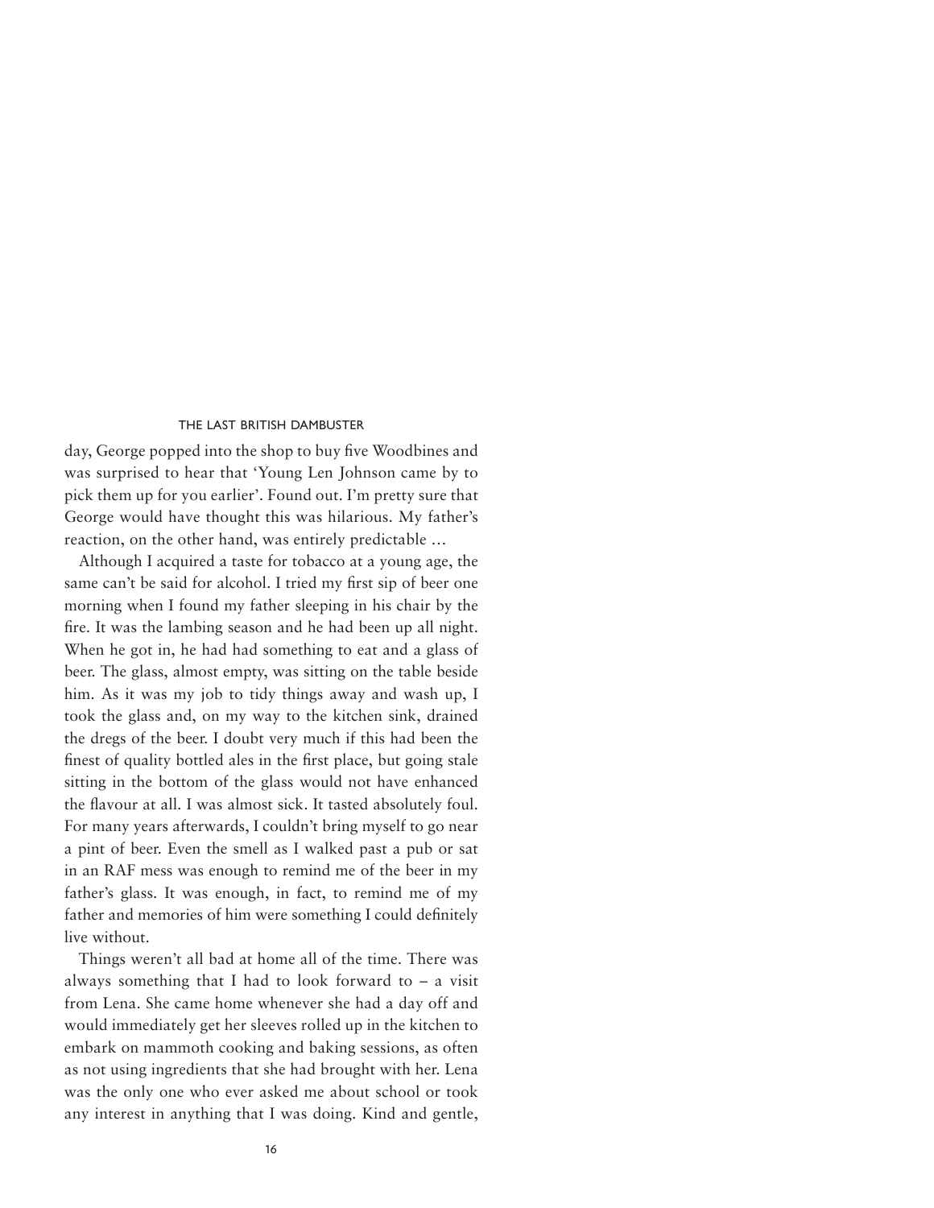day, George popped into the shop to buy five Woodbines and was surprised to hear that 'Young Len Johnson came by to pick them up for you earlier'. Found out. I'm pretty sure that George would have thought this was hilarious. My father's reaction, on the other hand, was entirely predictable …

Although I acquired a taste for tobacco at a young age, the same can't be said for alcohol. I tried my first sip of beer one morning when I found my father sleeping in his chair by the fire. It was the lambing season and he had been up all night. When he got in, he had had something to eat and a glass of beer. The glass, almost empty, was sitting on the table beside him. As it was my job to tidy things away and wash up, I took the glass and, on my way to the kitchen sink, drained the dregs of the beer. I doubt very much if this had been the finest of quality bottled ales in the first place, but going stale sitting in the bottom of the glass would not have enhanced the flavour at all. I was almost sick. It tasted absolutely foul. For many years afterwards, I couldn't bring myself to go near a pint of beer. Even the smell as I walked past a pub or sat in an RAF mess was enough to remind me of the beer in my father's glass. It was enough, in fact, to remind me of my father and memories of him were something I could definitely live without.

Things weren't all bad at home all of the time. There was always something that I had to look forward to – a visit from Lena. She came home whenever she had a day off and would immediately get her sleeves rolled up in the kitchen to embark on mammoth cooking and baking sessions, as often as not using ingredients that she had brought with her. Lena was the only one who ever asked me about school or took any interest in anything that I was doing. Kind and gentle,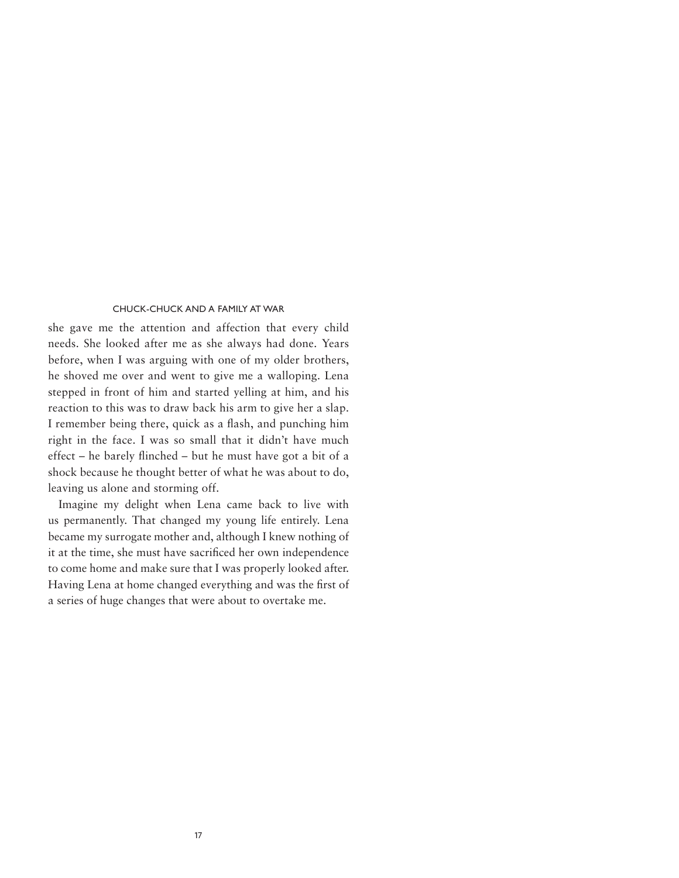she gave me the attention and affection that every child needs. She looked after me as she always had done. Years before, when I was arguing with one of my older brothers, he shoved me over and went to give me a walloping. Lena stepped in front of him and started yelling at him, and his reaction to this was to draw back his arm to give her a slap. I remember being there, quick as a flash, and punching him right in the face. I was so small that it didn't have much effect – he barely flinched – but he must have got a bit of a shock because he thought better of what he was about to do, leaving us alone and storming off.

Imagine my delight when Lena came back to live with us permanently. That changed my young life entirely. Lena became my surrogate mother and, although I knew nothing of it at the time, she must have sacrificed her own independence to come home and make sure that I was properly looked after. Having Lena at home changed everything and was the first of a series of huge changes that were about to overtake me.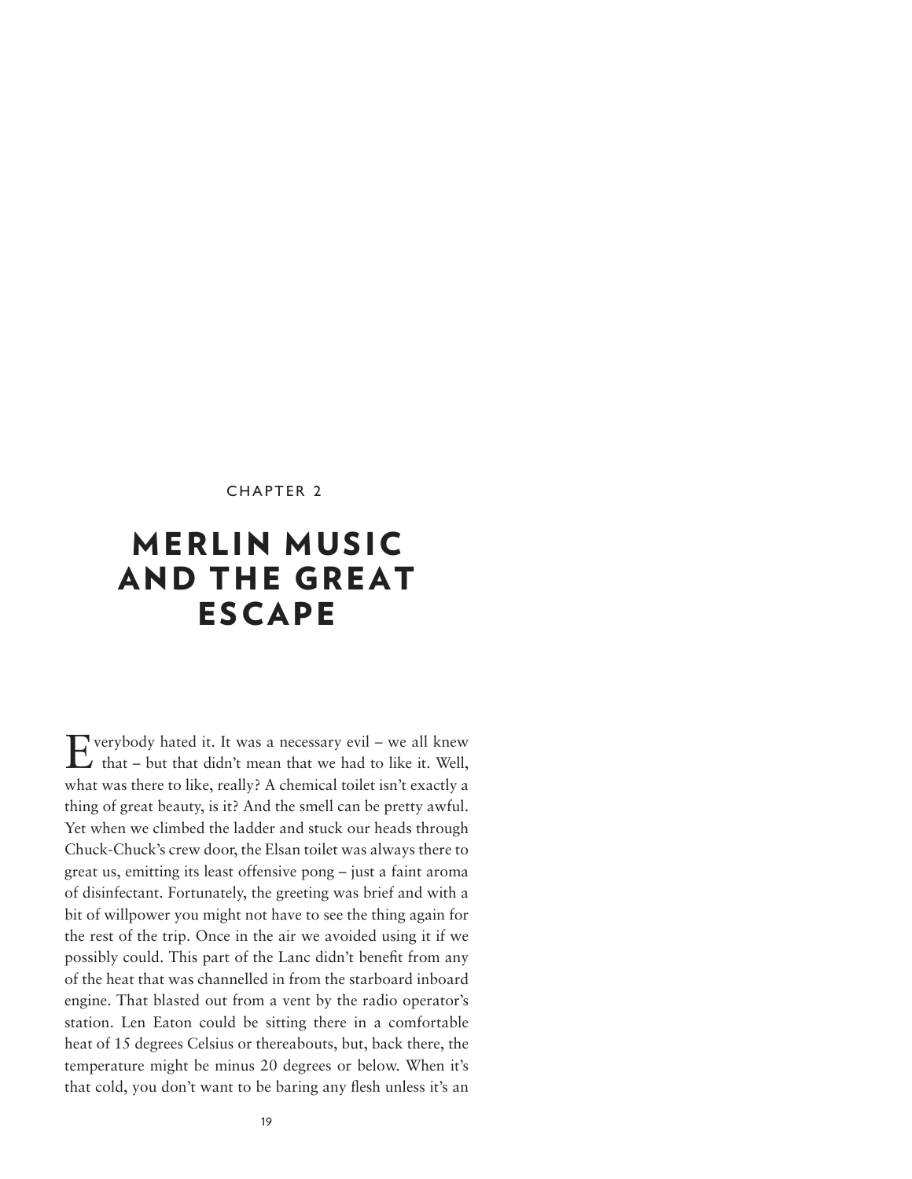CHAPTER 2

# MERLIN MUSIC AND THE GREAT ESCAPE

Everybody hated it. It was a necessary evil – we all knew that – but that didn't mean that we had to like it. Well, what was there to like, really? A chemical toilet isn't exactly a thing of great beauty, is it? And the smell can be pretty awful. Yet when we climbed the ladder and stuck our heads through Chuck-Chuck's crew door, the Elsan toilet was always there to great us, emitting its least offensive pong – just a faint aroma of disinfectant. Fortunately, the greeting was brief and with a bit of willpower you might not have to see the thing again for the rest of the trip. Once in the air we avoided using it if we possibly could. This part of the Lanc didn't benefit from any of the heat that was channelled in from the starboard inboard engine. That blasted out from a vent by the radio operator's station. Len Eaton could be sitting there in a comfortable heat of 15 degrees Celsius or thereabouts, but, back there, the temperature might be minus 20 degrees or below. When it's that cold, you don't want to be baring any flesh unless it's an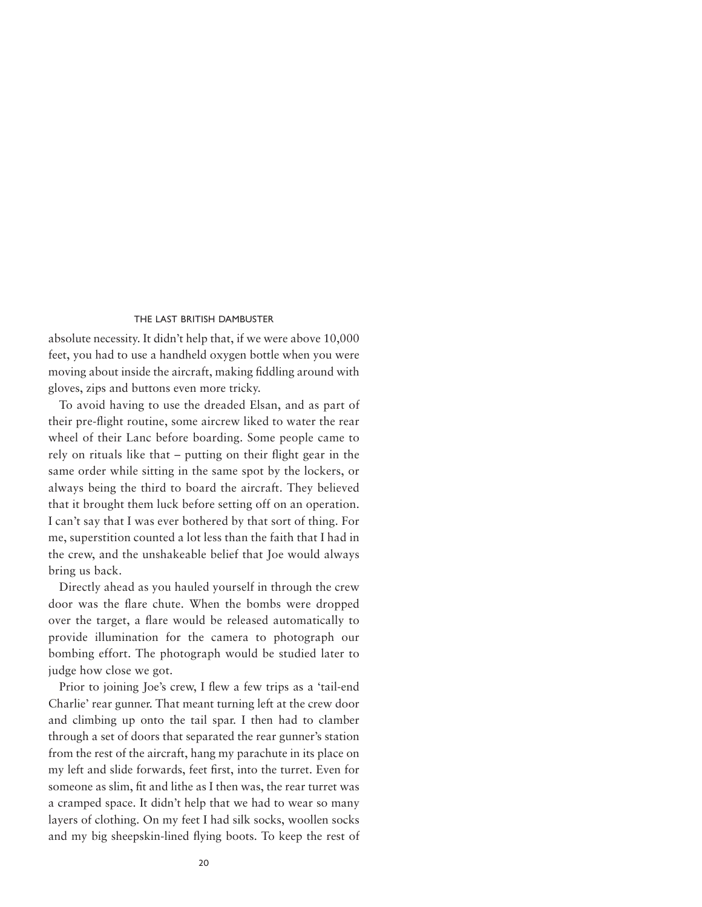absolute necessity. It didn't help that, if we were above 10,000 feet, you had to use a handheld oxygen bottle when you were moving about inside the aircraft, making fiddling around with gloves, zips and buttons even more tricky.

To avoid having to use the dreaded Elsan, and as part of their pre-flight routine, some aircrew liked to water the rear wheel of their Lanc before boarding. Some people came to rely on rituals like that – putting on their flight gear in the same order while sitting in the same spot by the lockers, or always being the third to board the aircraft. They believed that it brought them luck before setting off on an operation. I can't say that I was ever bothered by that sort of thing. For me, superstition counted a lot less than the faith that I had in the crew, and the unshakeable belief that Joe would always bring us back.

Directly ahead as you hauled yourself in through the crew door was the flare chute. When the bombs were dropped over the target, a flare would be released automatically to provide illumination for the camera to photograph our bombing effort. The photograph would be studied later to judge how close we got.

Prior to joining Joe's crew, I flew a few trips as a 'tail-end Charlie' rear gunner. That meant turning left at the crew door and climbing up onto the tail spar. I then had to clamber through a set of doors that separated the rear gunner's station from the rest of the aircraft, hang my parachute in its place on my left and slide forwards, feet first, into the turret. Even for someone as slim, fit and lithe as I then was, the rear turret was a cramped space. It didn't help that we had to wear so many layers of clothing. On my feet I had silk socks, woollen socks and my big sheepskin-lined flying boots. To keep the rest of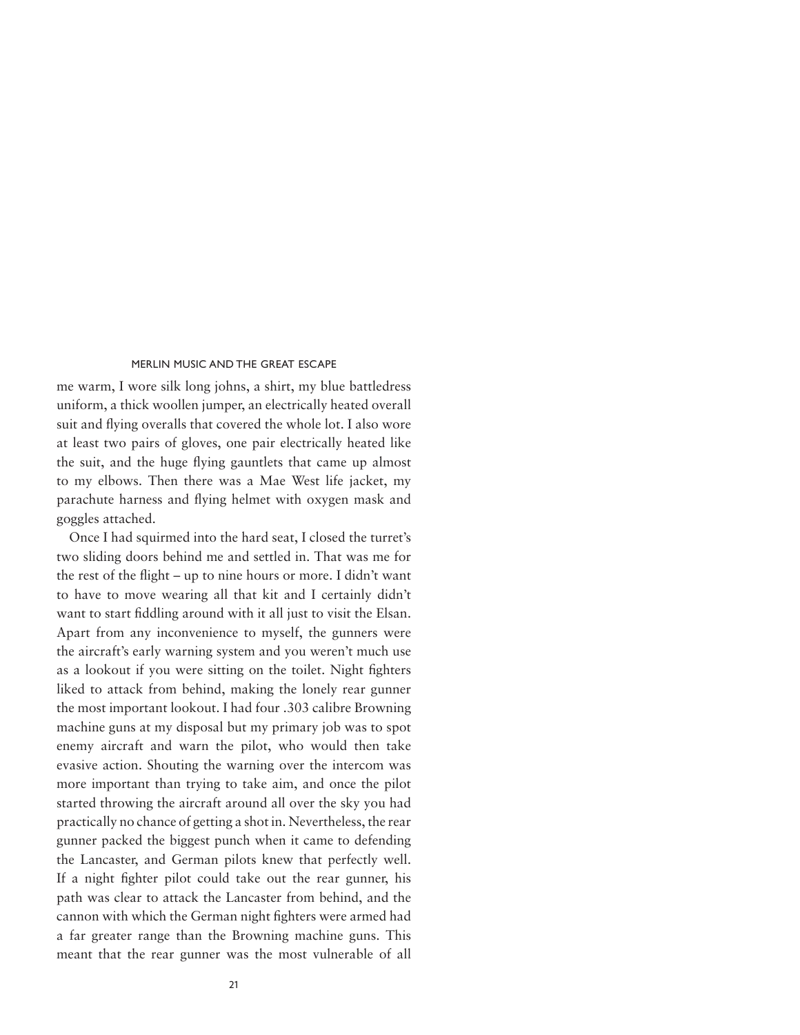me warm, I wore silk long johns, a shirt, my blue battledress uniform, a thick woollen jumper, an electrically heated overall suit and flying overalls that covered the whole lot. I also wore at least two pairs of gloves, one pair electrically heated like the suit, and the huge flying gauntlets that came up almost to my elbows. Then there was a Mae West life jacket, my parachute harness and flying helmet with oxygen mask and goggles attached.

Once I had squirmed into the hard seat, I closed the turret's two sliding doors behind me and settled in. That was me for the rest of the flight – up to nine hours or more. I didn't want to have to move wearing all that kit and I certainly didn't want to start fiddling around with it all just to visit the Elsan. Apart from any inconvenience to myself, the gunners were the aircraft's early warning system and you weren't much use as a lookout if you were sitting on the toilet. Night fighters liked to attack from behind, making the lonely rear gunner the most important lookout. I had four .303 calibre Browning machine guns at my disposal but my primary job was to spot enemy aircraft and warn the pilot, who would then take evasive action. Shouting the warning over the intercom was more important than trying to take aim, and once the pilot started throwing the aircraft around all over the sky you had practically no chance of getting a shot in. Nevertheless, the rear gunner packed the biggest punch when it came to defending the Lancaster, and German pilots knew that perfectly well. If a night fighter pilot could take out the rear gunner, his path was clear to attack the Lancaster from behind, and the cannon with which the German night fighters were armed had a far greater range than the Browning machine guns. This meant that the rear gunner was the most vulnerable of all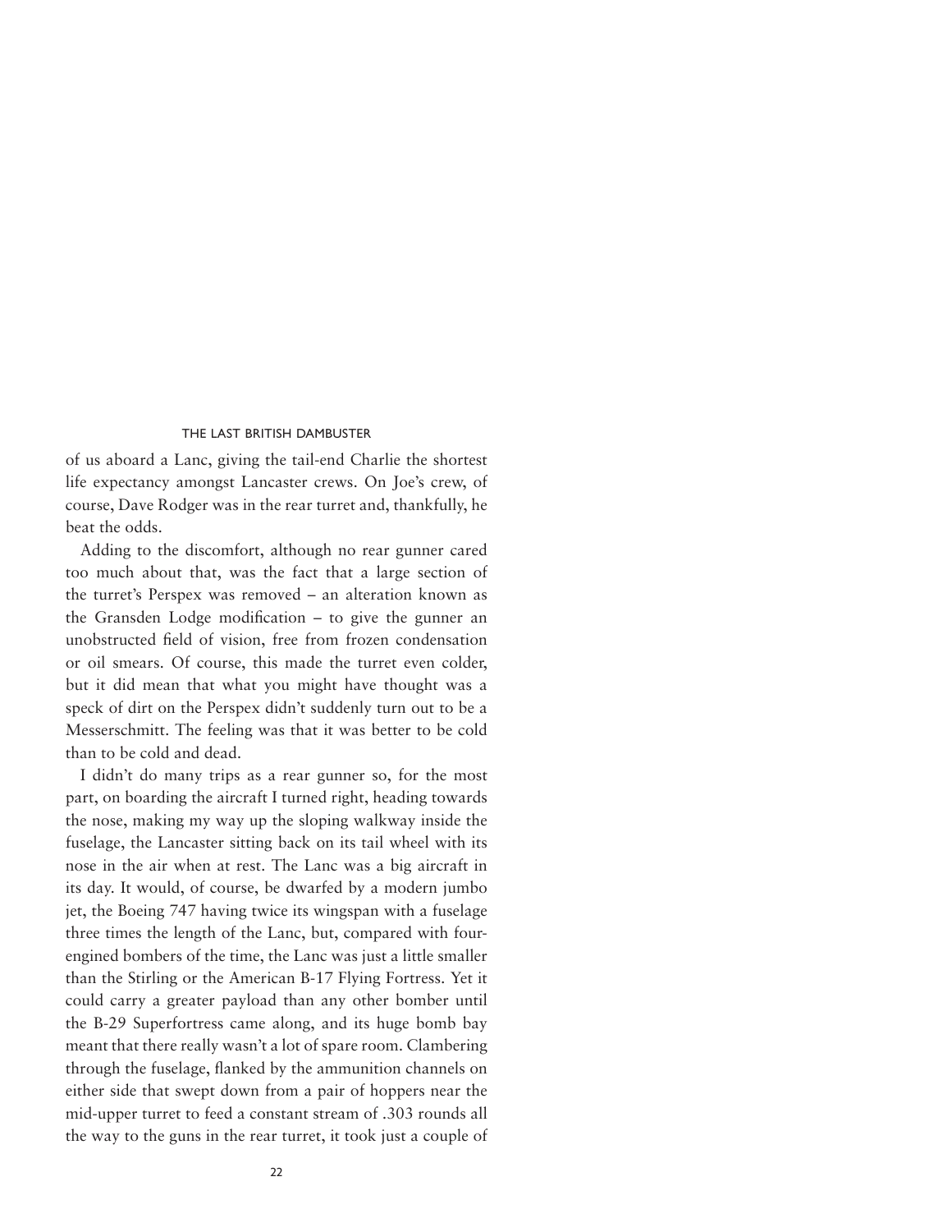of us aboard a Lanc, giving the tail-end Charlie the shortest life expectancy amongst Lancaster crews. On Joe's crew, of course, Dave Rodger was in the rear turret and, thankfully, he beat the odds.

Adding to the discomfort, although no rear gunner cared too much about that, was the fact that a large section of the turret's Perspex was removed – an alteration known as the Gransden Lodge modification – to give the gunner an unobstructed field of vision, free from frozen condensation or oil smears. Of course, this made the turret even colder, but it did mean that what you might have thought was a speck of dirt on the Perspex didn't suddenly turn out to be a Messerschmitt. The feeling was that it was better to be cold than to be cold and dead.

I didn't do many trips as a rear gunner so, for the most part, on boarding the aircraft I turned right, heading towards the nose, making my way up the sloping walkway inside the fuselage, the Lancaster sitting back on its tail wheel with its nose in the air when at rest. The Lanc was a big aircraft in its day. It would, of course, be dwarfed by a modern jumbo jet, the Boeing 747 having twice its wingspan with a fuselage three times the length of the Lanc, but, compared with four-engined bombers of the time, the Lanc was just a little smaller than the Stirling or the American B-17 Flying Fortress. Yet it could carry a greater payload than any other bomber until the B-29 Superfortress came along, and its huge bomb bay meant that there really wasn't a lot of spare room. Clambering through the fuselage, flanked by the ammunition channels on either side that swept down from a pair of hoppers near the mid-upper turret to feed a constant stream of .303 rounds all the way to the guns in the rear turret, it took just a couple of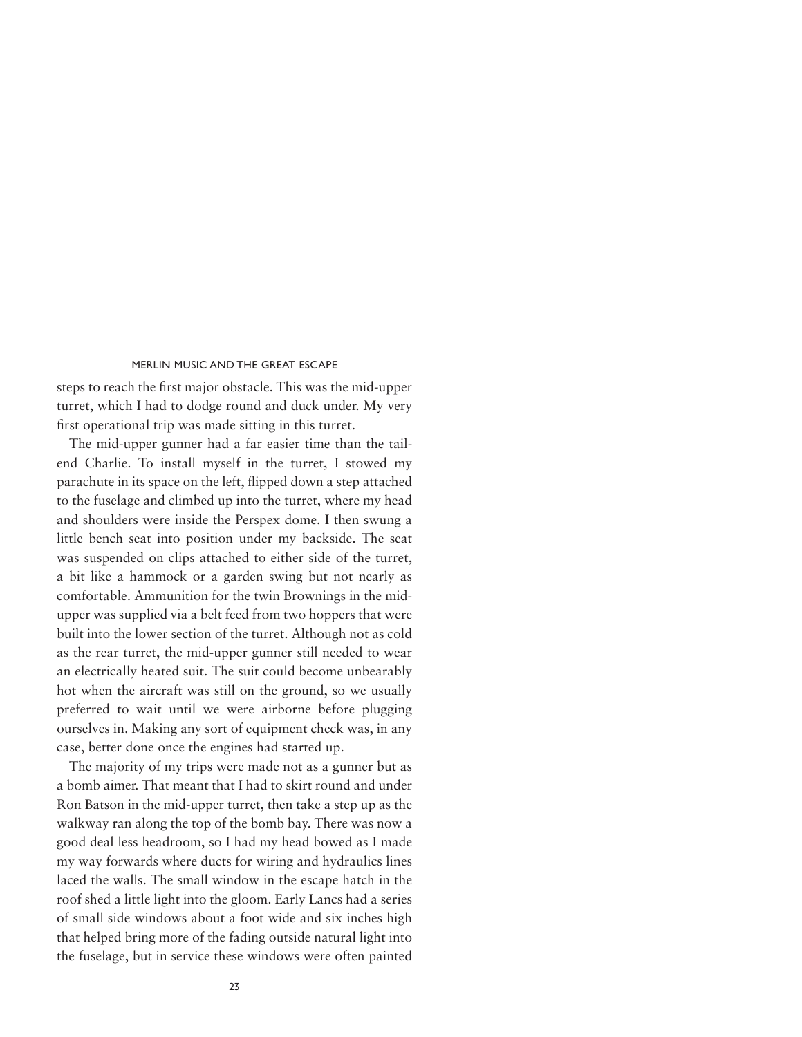steps to reach the first major obstacle. This was the mid-upper turret, which I had to dodge round and duck under. My very first operational trip was made sitting in this turret.

The mid-upper gunner had a far easier time than the tail-end Charlie. To install myself in the turret, I stowed my parachute in its space on the left, flipped down a step attached to the fuselage and climbed up into the turret, where my head and shoulders were inside the Perspex dome. I then swung a little bench seat into position under my backside. The seat was suspended on clips attached to either side of the turret, a bit like a hammock or a garden swing but not nearly as comfortable. Ammunition for the twin Brownings in the mid-upper was supplied via a belt feed from two hoppers that were built into the lower section of the turret. Although not as cold as the rear turret, the mid-upper gunner still needed to wear an electrically heated suit. The suit could become unbearably hot when the aircraft was still on the ground, so we usually preferred to wait until we were airborne before plugging ourselves in. Making any sort of equipment check was, in any case, better done once the engines had started up.

The majority of my trips were made not as a gunner but as a bomb aimer. That meant that I had to skirt round and under Ron Batson in the mid-upper turret, then take a step up as the walkway ran along the top of the bomb bay. There was now a good deal less headroom, so I had my head bowed as I made my way forwards where ducts for wiring and hydraulics lines laced the walls. The small window in the escape hatch in the roof shed a little light into the gloom. Early Lancs had a series of small side windows about a foot wide and six inches high that helped bring more of the fading outside natural light into the fuselage, but in service these windows were often painted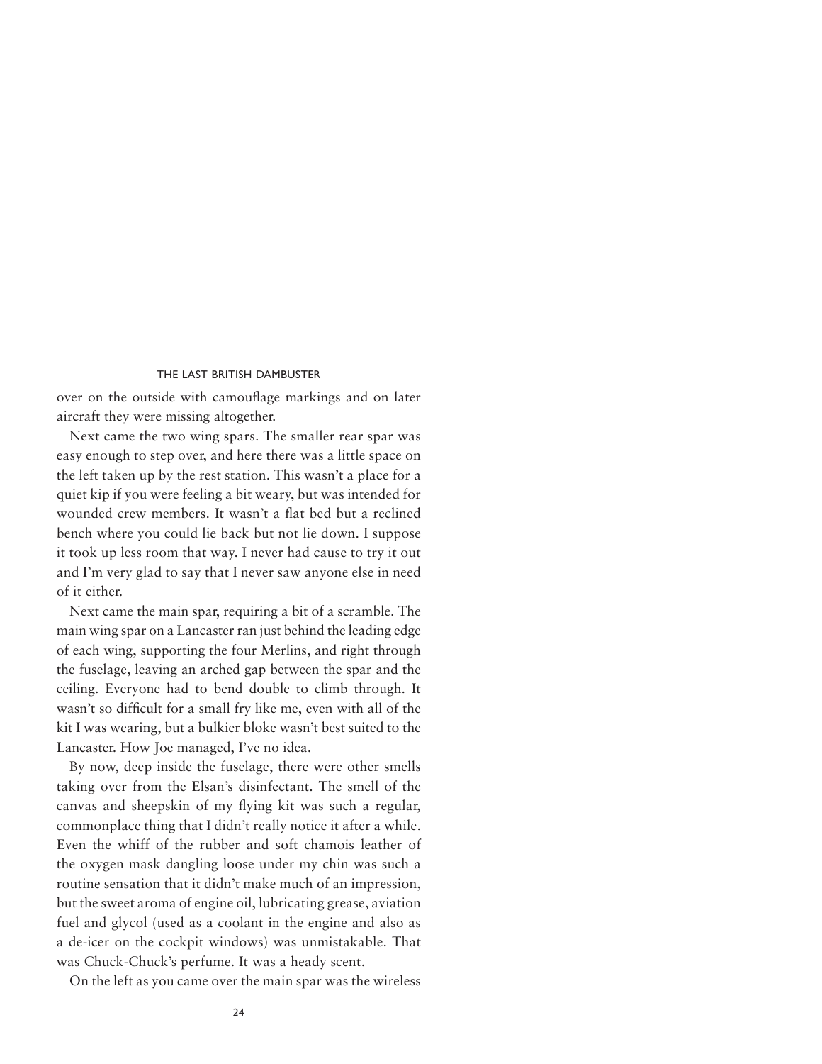over on the outside with camouflage markings and on later aircraft they were missing altogether.

Next came the two wing spars. The smaller rear spar was easy enough to step over, and here there was a little space on the left taken up by the rest station. This wasn't a place for a quiet kip if you were feeling a bit weary, but was intended for wounded crew members. It wasn't a flat bed but a reclined bench where you could lie back but not lie down. I suppose it took up less room that way. I never had cause to try it out and I'm very glad to say that I never saw anyone else in need of it either.

Next came the main spar, requiring a bit of a scramble. The main wing spar on a Lancaster ran just behind the leading edge of each wing, supporting the four Merlins, and right through the fuselage, leaving an arched gap between the spar and the ceiling. Everyone had to bend double to climb through. It wasn't so difficult for a small fry like me, even with all of the kit I was wearing, but a bulkier bloke wasn't best suited to the Lancaster. How Joe managed, I've no idea.

By now, deep inside the fuselage, there were other smells taking over from the Elsan's disinfectant. The smell of the canvas and sheepskin of my flying kit was such a regular, commonplace thing that I didn't really notice it after a while. Even the whiff of the rubber and soft chamois leather of the oxygen mask dangling loose under my chin was such a routine sensation that it didn't make much of an impression, but the sweet aroma of engine oil, lubricating grease, aviation fuel and glycol (used as a coolant in the engine and also as a de-icer on the cockpit windows) was unmistakable. That was Chuck-Chuck's perfume. It was a heady scent.

On the left as you came over the main spar was the wireless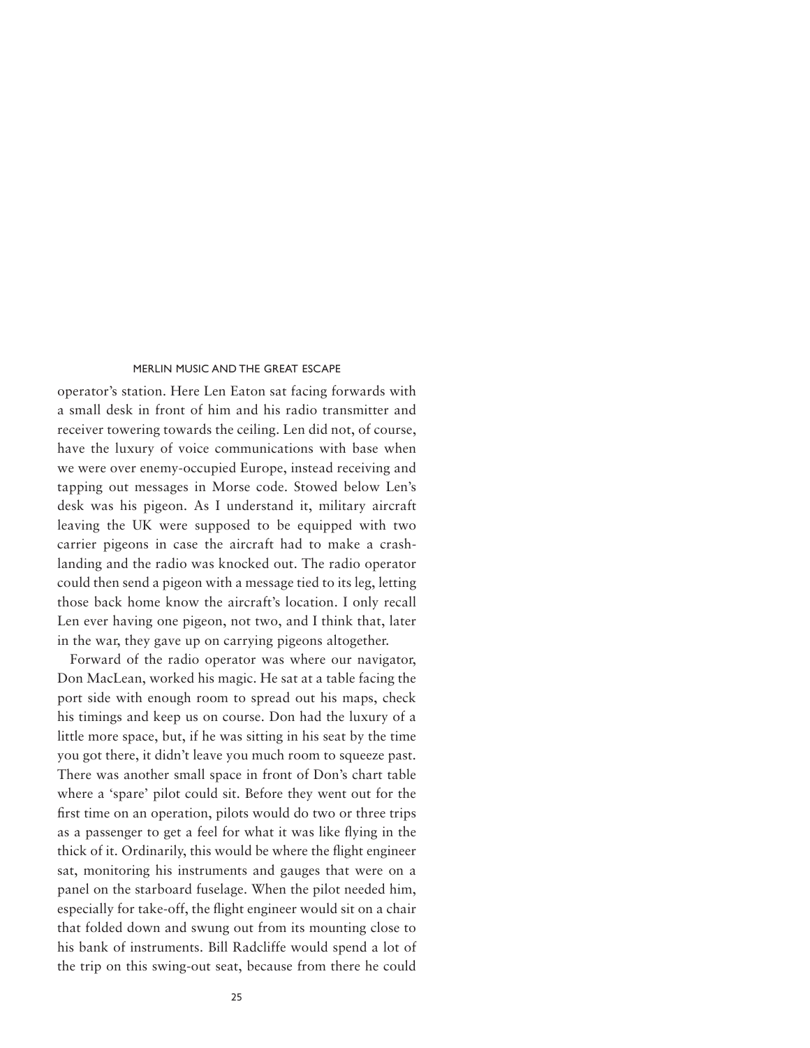operator's station. Here Len Eaton sat facing forwards with a small desk in front of him and his radio transmitter and receiver towering towards the ceiling. Len did not, of course, have the luxury of voice communications with base when we were over enemy-occupied Europe, instead receiving and tapping out messages in Morse code. Stowed below Len's desk was his pigeon. As I understand it, military aircraft leaving the UK were supposed to be equipped with two carrier pigeons in case the aircraft had to make a crash-landing and the radio was knocked out. The radio operator could then send a pigeon with a message tied to its leg, letting those back home know the aircraft's location. I only recall Len ever having one pigeon, not two, and I think that, later in the war, they gave up on carrying pigeons altogether.

Forward of the radio operator was where our navigator, Don MacLean, worked his magic. He sat at a table facing the port side with enough room to spread out his maps, check his timings and keep us on course. Don had the luxury of a little more space, but, if he was sitting in his seat by the time you got there, it didn't leave you much room to squeeze past. There was another small space in front of Don's chart table where a 'spare' pilot could sit. Before they went out for the first time on an operation, pilots would do two or three trips as a passenger to get a feel for what it was like flying in the thick of it. Ordinarily, this would be where the flight engineer sat, monitoring his instruments and gauges that were on a panel on the starboard fuselage. When the pilot needed him, especially for take-off, the flight engineer would sit on a chair that folded down and swung out from its mounting close to his bank of instruments. Bill Radcliffe would spend a lot of the trip on this swing-out seat, because from there he could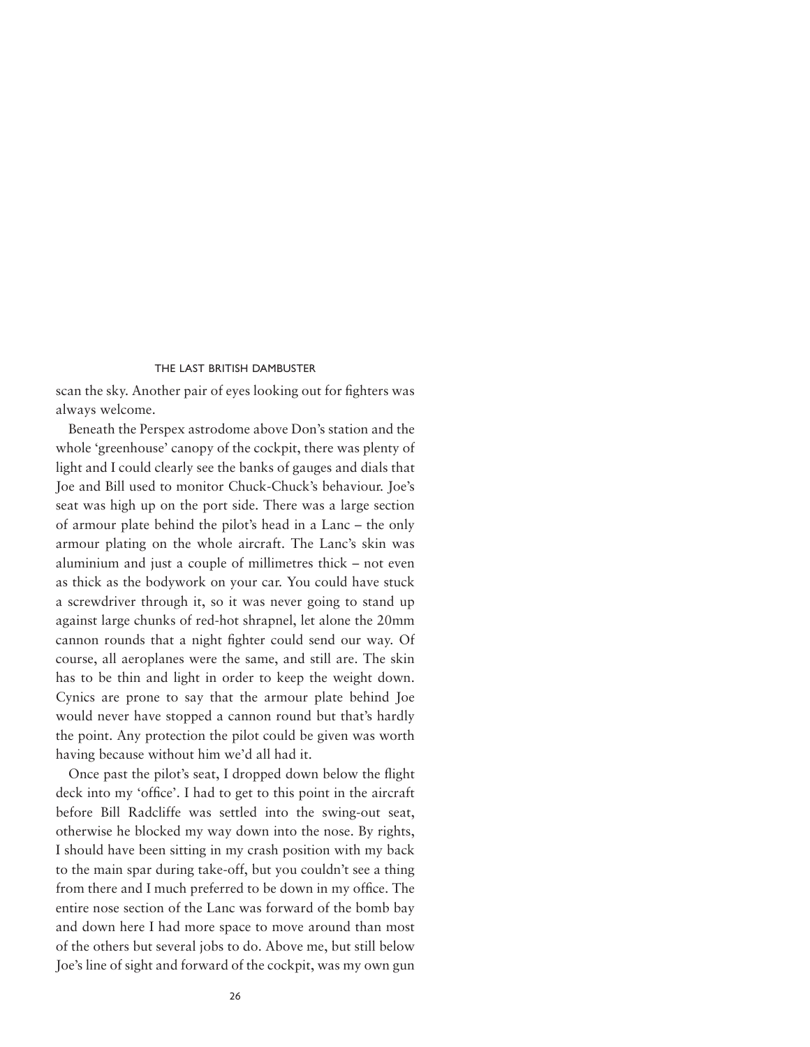scan the sky. Another pair of eyes looking out for fighters was always welcome.

Beneath the Perspex astrodome above Don's station and the whole 'greenhouse' canopy of the cockpit, there was plenty of light and I could clearly see the banks of gauges and dials that Joe and Bill used to monitor Chuck-Chuck's behaviour. Joe's seat was high up on the port side. There was a large section of armour plate behind the pilot's head in a Lanc – the only armour plating on the whole aircraft. The Lanc's skin was aluminium and just a couple of millimetres thick – not even as thick as the bodywork on your car. You could have stuck a screwdriver through it, so it was never going to stand up against large chunks of red-hot shrapnel, let alone the 20mm cannon rounds that a night fighter could send our way. Of course, all aeroplanes were the same, and still are. The skin has to be thin and light in order to keep the weight down. Cynics are prone to say that the armour plate behind Joe would never have stopped a cannon round but that's hardly the point. Any protection the pilot could be given was worth having because without him we'd all had it.

Once past the pilot's seat, I dropped down below the flight deck into my 'office'. I had to get to this point in the aircraft before Bill Radcliffe was settled into the swing-out seat, otherwise he blocked my way down into the nose. By rights, I should have been sitting in my crash position with my back to the main spar during take-off, but you couldn't see a thing from there and I much preferred to be down in my office. The entire nose section of the Lanc was forward of the bomb bay and down here I had more space to move around than most of the others but several jobs to do. Above me, but still below Joe's line of sight and forward of the cockpit, was my own gun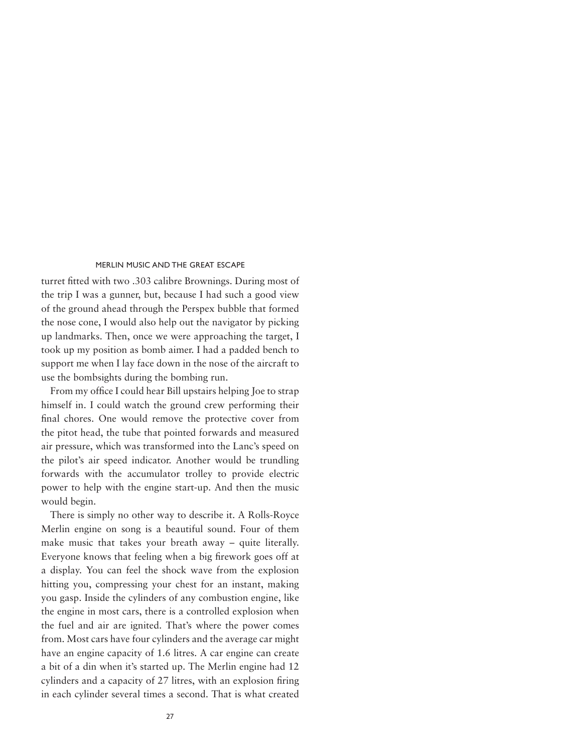turret fitted with two .303 calibre Brownings. During most of the trip I was a gunner, but, because I had such a good view of the ground ahead through the Perspex bubble that formed the nose cone, I would also help out the navigator by picking up landmarks. Then, once we were approaching the target, I took up my position as bomb aimer. I had a padded bench to support me when I lay face down in the nose of the aircraft to use the bombsights during the bombing run.

From my office I could hear Bill upstairs helping Joe to strap himself in. I could watch the ground crew performing their final chores. One would remove the protective cover from the pitot head, the tube that pointed forwards and measured air pressure, which was transformed into the Lanc's speed on the pilot's air speed indicator. Another would be trundling forwards with the accumulator trolley to provide electric power to help with the engine start-up. And then the music would begin.

There is simply no other way to describe it. A Rolls-Royce Merlin engine on song is a beautiful sound. Four of them make music that takes your breath away – quite literally. Everyone knows that feeling when a big firework goes off at a display. You can feel the shock wave from the explosion hitting you, compressing your chest for an instant, making you gasp. Inside the cylinders of any combustion engine, like the engine in most cars, there is a controlled explosion when the fuel and air are ignited. That's where the power comes from. Most cars have four cylinders and the average car might have an engine capacity of 1.6 litres. A car engine can create a bit of a din when it's started up. The Merlin engine had 12 cylinders and a capacity of 27 litres, with an explosion firing in each cylinder several times a second. That is what created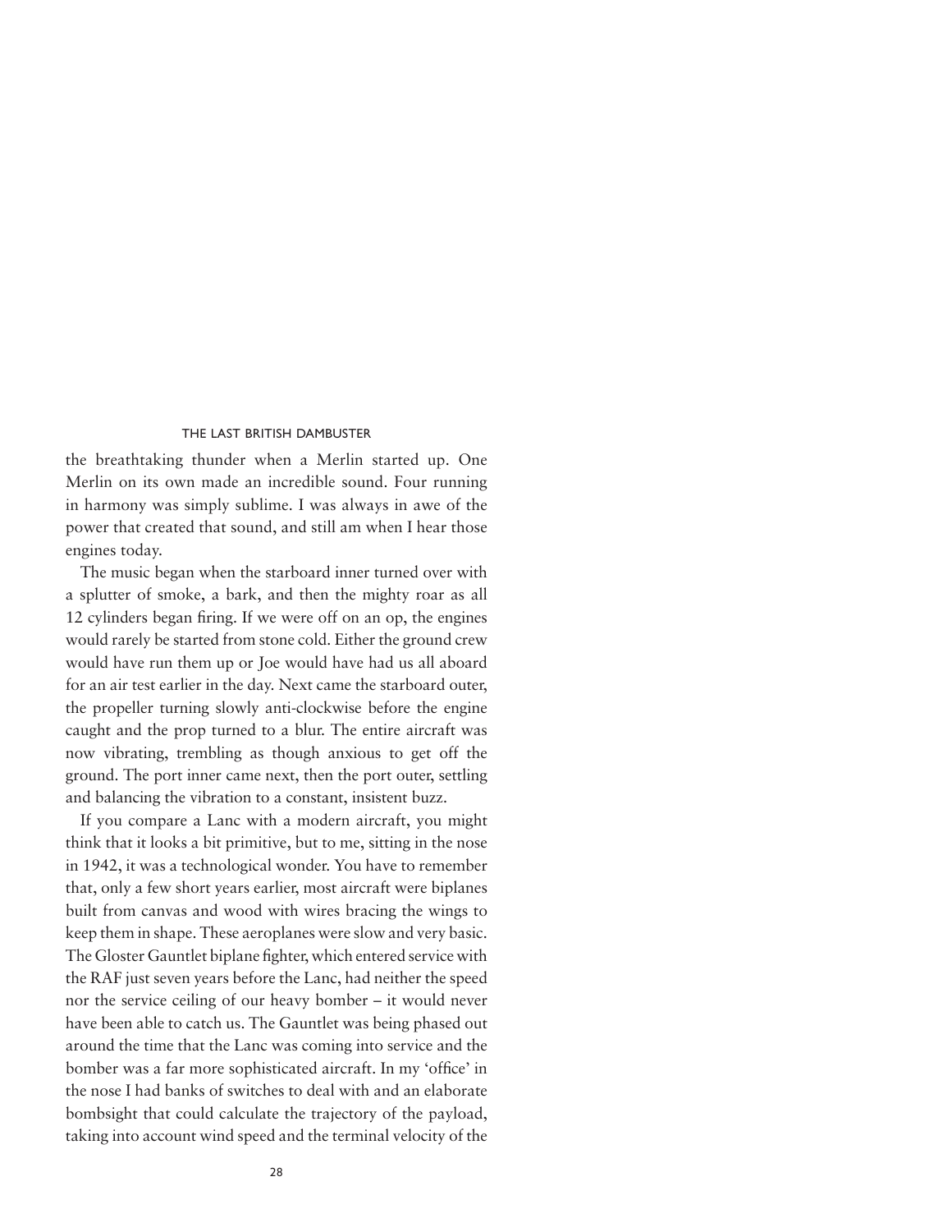the breathtaking thunder when a Merlin started up. One Merlin on its own made an incredible sound. Four running in harmony was simply sublime. I was always in awe of the power that created that sound, and still am when I hear those engines today.

The music began when the starboard inner turned over with a splutter of smoke, a bark, and then the mighty roar as all 12 cylinders began firing. If we were off on an op, the engines would rarely be started from stone cold. Either the ground crew would have run them up or Joe would have had us all aboard for an air test earlier in the day. Next came the starboard outer, the propeller turning slowly anti-clockwise before the engine caught and the prop turned to a blur. The entire aircraft was now vibrating, trembling as though anxious to get off the ground. The port inner came next, then the port outer, settling and balancing the vibration to a constant, insistent buzz.

If you compare a Lanc with a modern aircraft, you might think that it looks a bit primitive, but to me, sitting in the nose in 1942, it was a technological wonder. You have to remember that, only a few short years earlier, most aircraft were biplanes built from canvas and wood with wires bracing the wings to keep them in shape. These aeroplanes were slow and very basic. The Gloster Gauntlet biplane fighter, which entered service with the RAF just seven years before the Lanc, had neither the speed nor the service ceiling of our heavy bomber – it would never have been able to catch us. The Gauntlet was being phased out around the time that the Lanc was coming into service and the bomber was a far more sophisticated aircraft. In my 'office' in the nose I had banks of switches to deal with and an elaborate bombsight that could calculate the trajectory of the payload, taking into account wind speed and the terminal velocity of the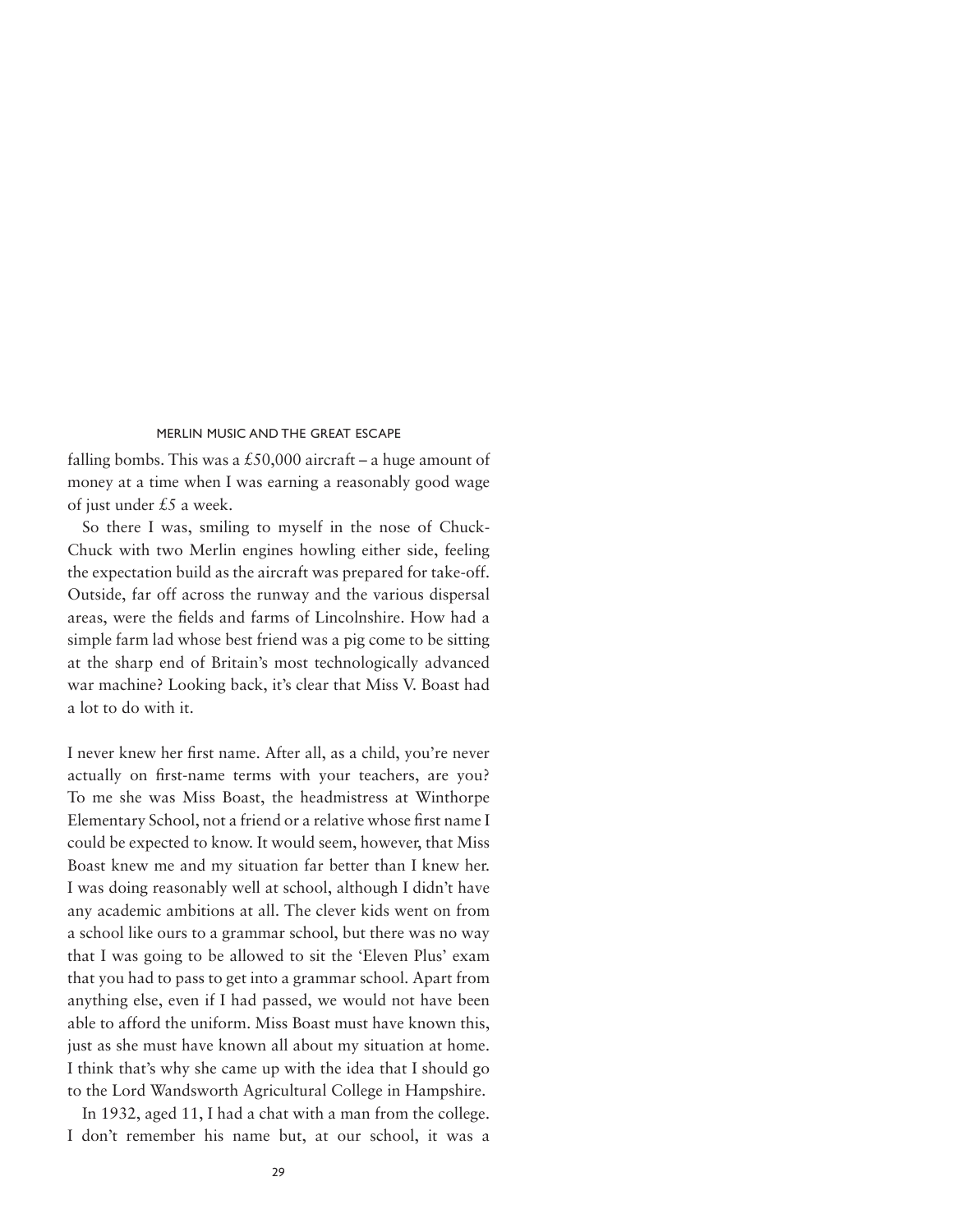falling bombs. This was a £50,000 aircraft – a huge amount of money at a time when I was earning a reasonably good wage of just under £5 a week.

So there I was, smiling to myself in the nose of Chuck-Chuck with two Merlin engines howling either side, feeling the expectation build as the aircraft was prepared for take-off. Outside, far off across the runway and the various dispersal areas, were the fields and farms of Lincolnshire. How had a simple farm lad whose best friend was a pig come to be sitting at the sharp end of Britain's most technologically advanced war machine? Looking back, it's clear that Miss V. Boast had a lot to do with it.

I never knew her first name. After all, as a child, you're never actually on first-name terms with your teachers, are you? To me she was Miss Boast, the headmistress at Winthorpe Elementary School, not a friend or a relative whose first name I could be expected to know. It would seem, however, that Miss Boast knew me and my situation far better than I knew her. I was doing reasonably well at school, although I didn't have any academic ambitions at all. The clever kids went on from a school like ours to a grammar school, but there was no way that I was going to be allowed to sit the 'Eleven Plus' exam that you had to pass to get into a grammar school. Apart from anything else, even if I had passed, we would not have been able to afford the uniform. Miss Boast must have known this, just as she must have known all about my situation at home. I think that's why she came up with the idea that I should go to the Lord Wandsworth Agricultural College in Hampshire.

In 1932, aged 11, I had a chat with a man from the college. I don't remember his name but, at our school, it was a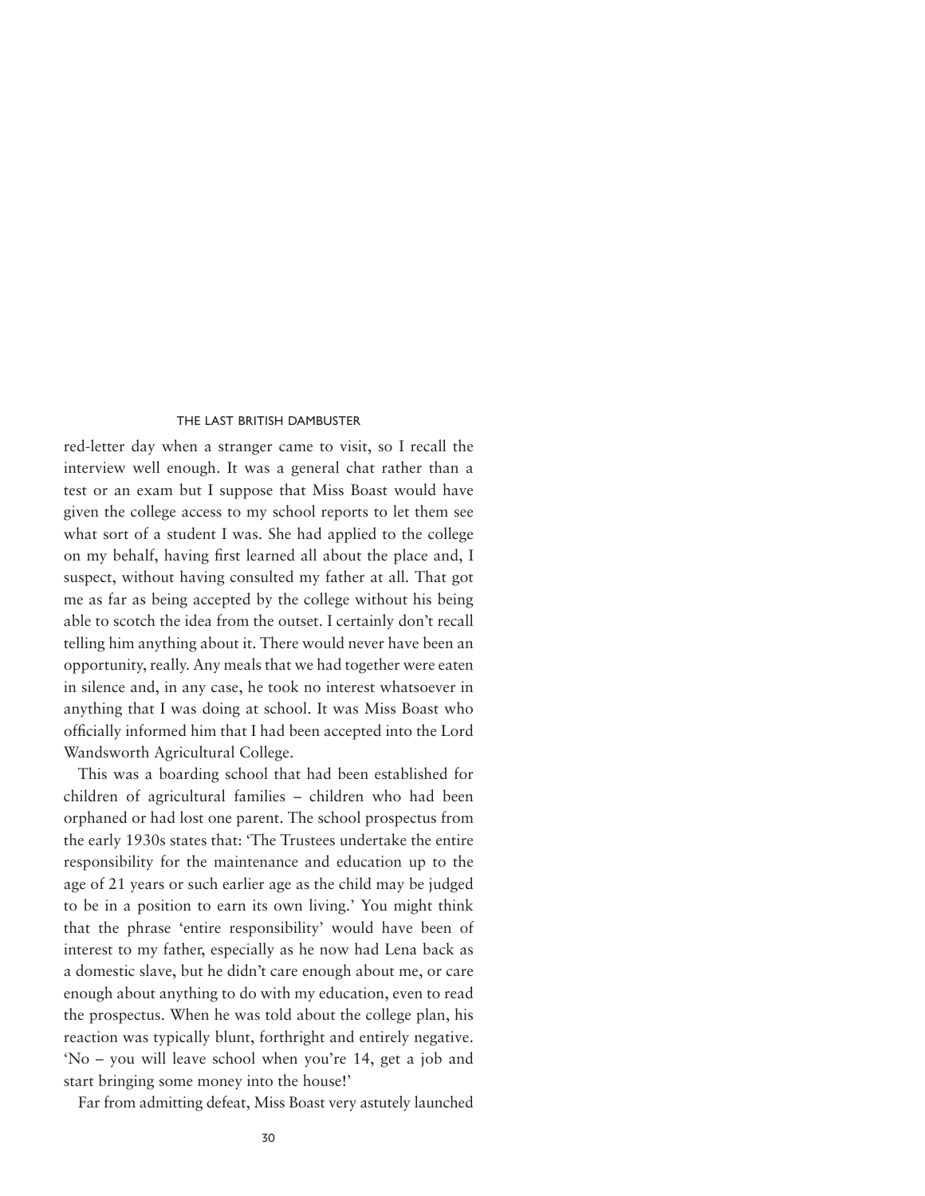red-letter day when a stranger came to visit, so I recall the interview well enough. It was a general chat rather than a test or an exam but I suppose that Miss Boast would have given the college access to my school reports to let them see what sort of a student I was. She had applied to the college on my behalf, having first learned all about the place and, I suspect, without having consulted my father at all. That got me as far as being accepted by the college without his being able to scotch the idea from the outset. I certainly don't recall telling him anything about it. There would never have been an opportunity, really. Any meals that we had together were eaten in silence and, in any case, he took no interest whatsoever in anything that I was doing at school. It was Miss Boast who officially informed him that I had been accepted into the Lord Wandsworth Agricultural College.

This was a boarding school that had been established for children of agricultural families – children who had been orphaned or had lost one parent. The school prospectus from the early 1930s states that: 'The Trustees undertake the entire responsibility for the maintenance and education up to the age of 21 years or such earlier age as the child may be judged to be in a position to earn its own living.' You might think that the phrase 'entire responsibility' would have been of interest to my father, especially as he now had Lena back as a domestic slave, but he didn't care enough about me, or care enough about anything to do with my education, even to read the prospectus. When he was told about the college plan, his reaction was typically blunt, forthright and entirely negative. 'No – you will leave school when you're 14, get a job and start bringing some money into the house!'

Far from admitting defeat, Miss Boast very astutely launched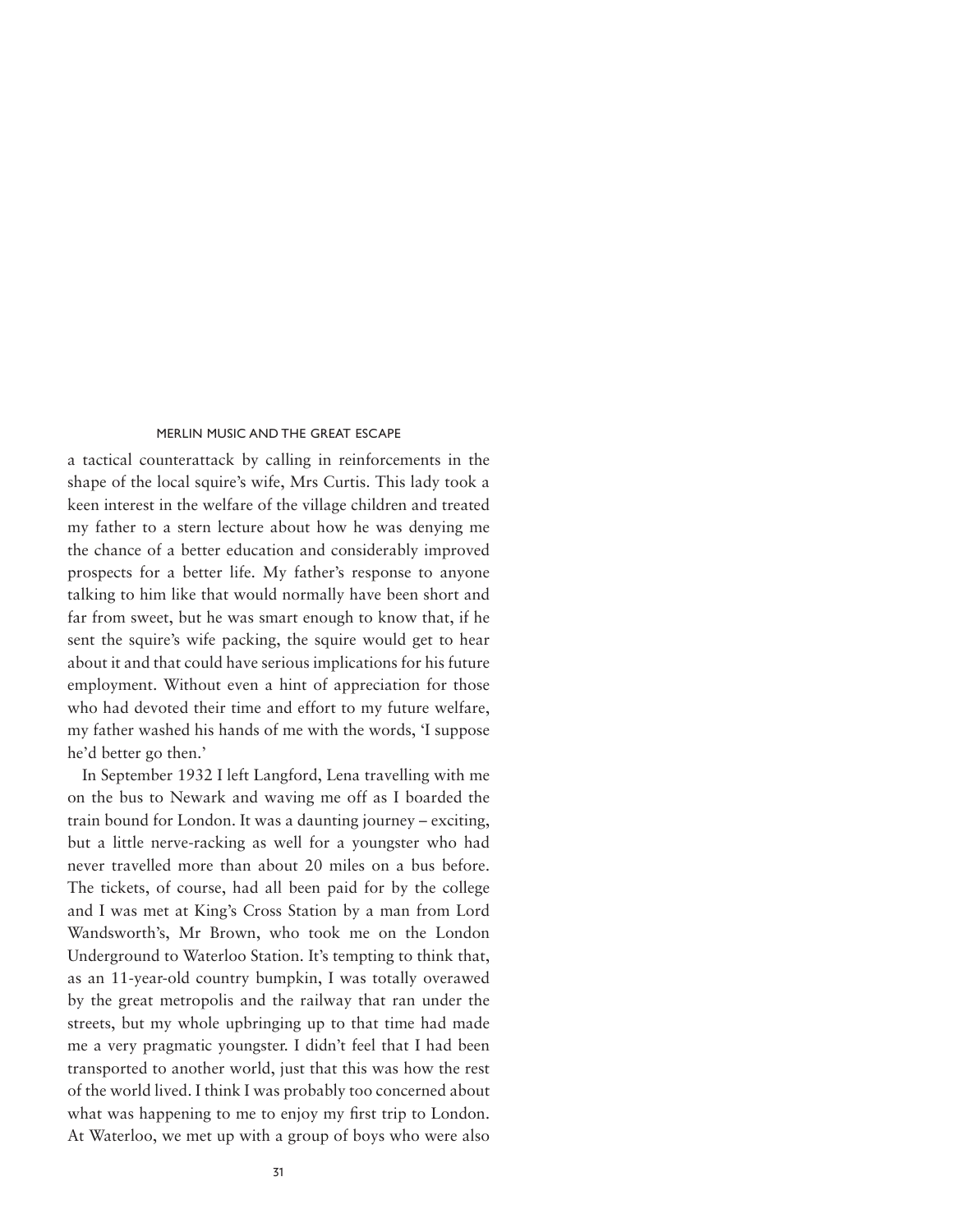a tactical counterattack by calling in reinforcements in the shape of the local squire's wife, Mrs Curtis. This lady took a keen interest in the welfare of the village children and treated my father to a stern lecture about how he was denying me the chance of a better education and considerably improved prospects for a better life. My father's response to anyone talking to him like that would normally have been short and far from sweet, but he was smart enough to know that, if he sent the squire's wife packing, the squire would get to hear about it and that could have serious implications for his future employment. Without even a hint of appreciation for those who had devoted their time and effort to my future welfare, my father washed his hands of me with the words, 'I suppose he'd better go then.'

In September 1932 I left Langford, Lena travelling with me on the bus to Newark and waving me off as I boarded the train bound for London. It was a daunting journey – exciting, but a little nerve-racking as well for a youngster who had never travelled more than about 20 miles on a bus before. The tickets, of course, had all been paid for by the college and I was met at King's Cross Station by a man from Lord Wandsworth's, Mr Brown, who took me on the London Underground to Waterloo Station. It's tempting to think that, as an 11-year-old country bumpkin, I was totally overawed by the great metropolis and the railway that ran under the streets, but my whole upbringing up to that time had made me a very pragmatic youngster. I didn't feel that I had been transported to another world, just that this was how the rest of the world lived. I think I was probably too concerned about what was happening to me to enjoy my first trip to London. At Waterloo, we met up with a group of boys who were also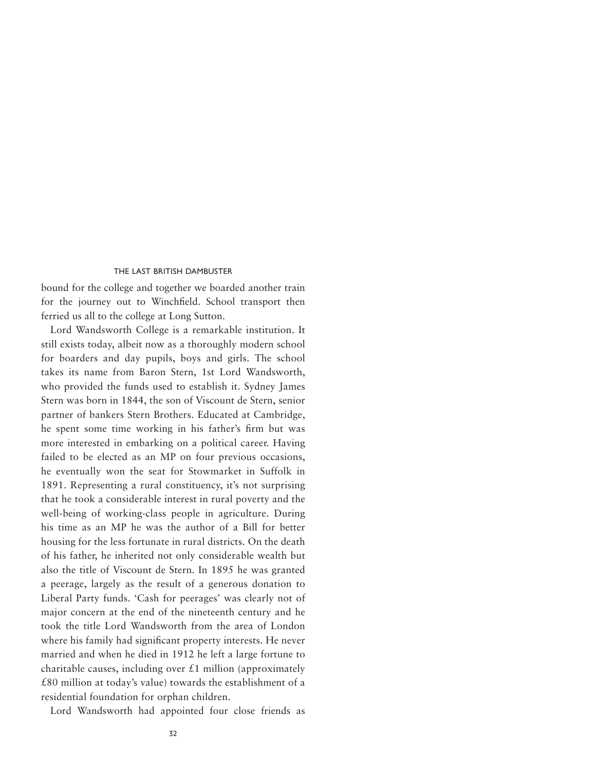bound for the college and together we boarded another train for the journey out to Winchfield. School transport then ferried us all to the college at Long Sutton.

Lord Wandsworth College is a remarkable institution. It still exists today, albeit now as a thoroughly modern school for boarders and day pupils, boys and girls. The school takes its name from Baron Stern, 1st Lord Wandsworth, who provided the funds used to establish it. Sydney James Stern was born in 1844, the son of Viscount de Stern, senior partner of bankers Stern Brothers. Educated at Cambridge, he spent some time working in his father's firm but was more interested in embarking on a political career. Having failed to be elected as an MP on four previous occasions, he eventually won the seat for Stowmarket in Suffolk in 1891. Representing a rural constituency, it's not surprising that he took a considerable interest in rural poverty and the well-being of working-class people in agriculture. During his time as an MP he was the author of a Bill for better housing for the less fortunate in rural districts. On the death of his father, he inherited not only considerable wealth but also the title of Viscount de Stern. In 1895 he was granted a peerage, largely as the result of a generous donation to Liberal Party funds. 'Cash for peerages' was clearly not of major concern at the end of the nineteenth century and he took the title Lord Wandsworth from the area of London where his family had significant property interests. He never married and when he died in 1912 he left a large fortune to charitable causes, including over £1 million (approximately £80 million at today's value) towards the establishment of a residential foundation for orphan children.

Lord Wandsworth had appointed four close friends as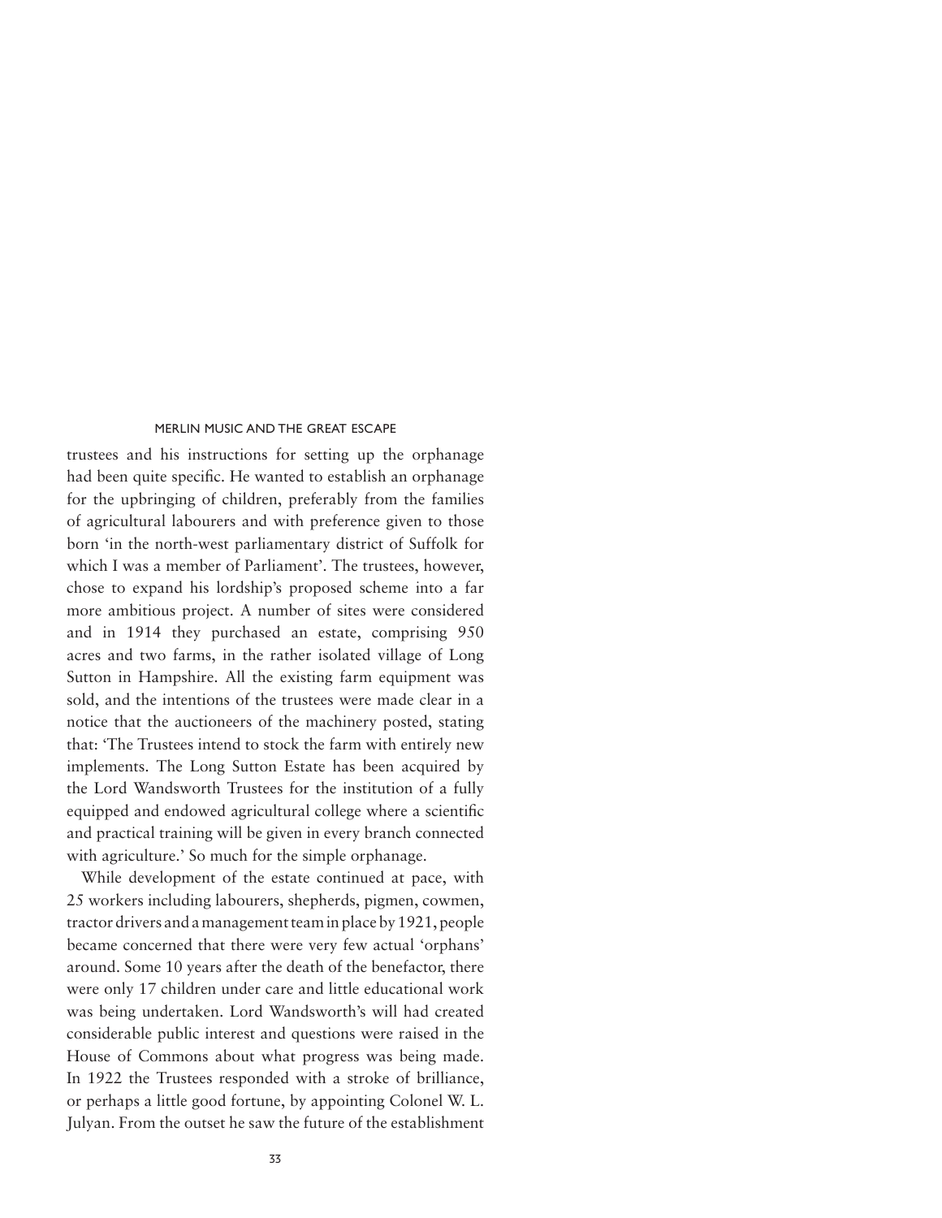trustees and his instructions for setting up the orphanage had been quite specific. He wanted to establish an orphanage for the upbringing of children, preferably from the families of agricultural labourers and with preference given to those born 'in the north-west parliamentary district of Suffolk for which I was a member of Parliament'. The trustees, however, chose to expand his lordship's proposed scheme into a far more ambitious project. A number of sites were considered and in 1914 they purchased an estate, comprising 950 acres and two farms, in the rather isolated village of Long Sutton in Hampshire. All the existing farm equipment was sold, and the intentions of the trustees were made clear in a notice that the auctioneers of the machinery posted, stating that: 'The Trustees intend to stock the farm with entirely new implements. The Long Sutton Estate has been acquired by the Lord Wandsworth Trustees for the institution of a fully equipped and endowed agricultural college where a scientific and practical training will be given in every branch connected with agriculture.' So much for the simple orphanage.

While development of the estate continued at pace, with 25 workers including labourers, shepherds, pigmen, cowmen, tractor drivers and a management team in place by 1921, people became concerned that there were very few actual 'orphans' around. Some 10 years after the death of the benefactor, there were only 17 children under care and little educational work was being undertaken. Lord Wandsworth's will had created considerable public interest and questions were raised in the House of Commons about what progress was being made. In 1922 the Trustees responded with a stroke of brilliance, or perhaps a little good fortune, by appointing Colonel W. L. Julyan. From the outset he saw the future of the establishment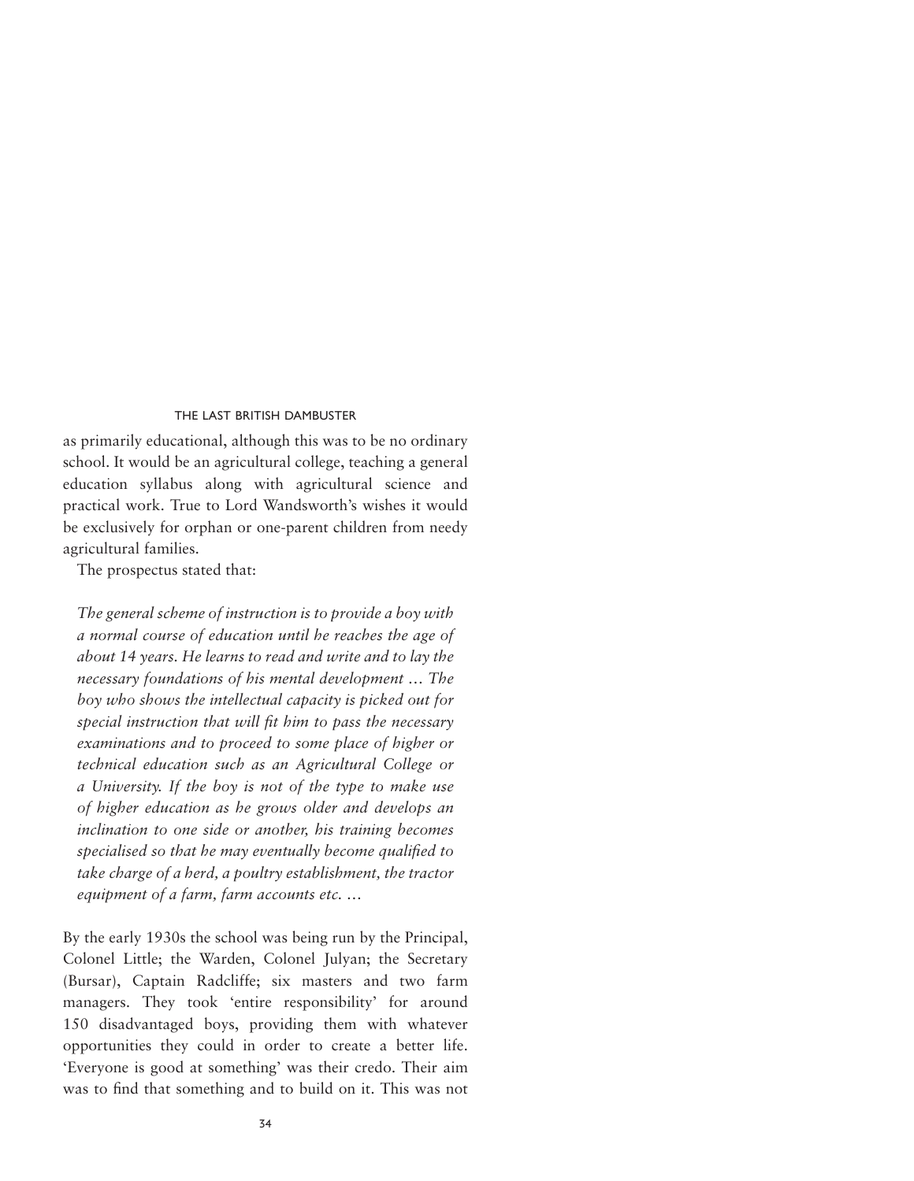as primarily educational, although this was to be no ordinary school. It would be an agricultural college, teaching a general education syllabus along with agricultural science and practical work. True to Lord Wandsworth's wishes it would be exclusively for orphan or one-parent children from needy agricultural families.

The prospectus stated that:

> *The general scheme of instruction is to provide a boy with a normal course of education until he reaches the age of about 14 years. He learns to read and write and to lay the necessary foundations of his mental development … The boy who shows the intellectual capacity is picked out for special instruction that will fit him to pass the necessary examinations and to proceed to some place of higher or technical education such as an Agricultural College or a University. If the boy is not of the type to make use of higher education as he grows older and develops an inclination to one side or another, his training becomes specialised so that he may eventually become qualified to take charge of a herd, a poultry establishment, the tractor equipment of a farm, farm accounts etc. …*

By the early 1930s the school was being run by the Principal, Colonel Little; the Warden, Colonel Julyan; the Secretary (Bursar), Captain Radcliffe; six masters and two farm managers. They took 'entire responsibility' for around 150 disadvantaged boys, providing them with whatever opportunities they could in order to create a better life. 'Everyone is good at something' was their credo. Their aim was to find that something and to build on it. This was not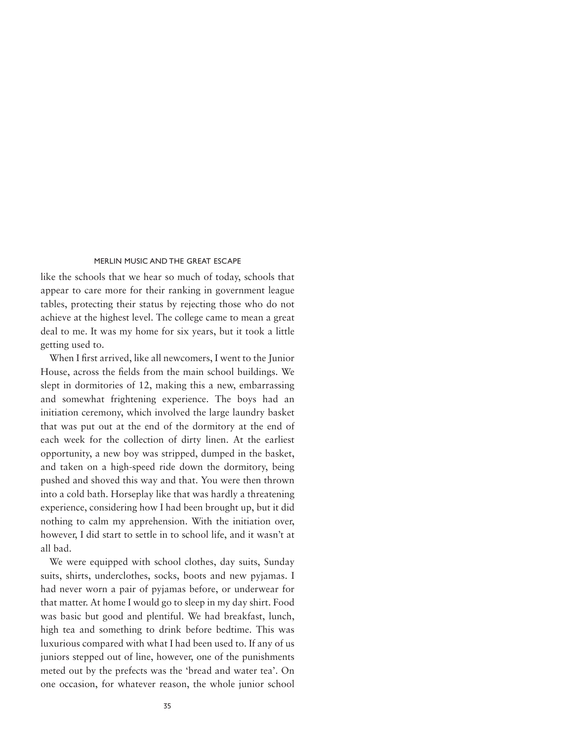like the schools that we hear so much of today, schools that appear to care more for their ranking in government league tables, protecting their status by rejecting those who do not achieve at the highest level. The college came to mean a great deal to me. It was my home for six years, but it took a little getting used to.

When I first arrived, like all newcomers, I went to the Junior House, across the fields from the main school buildings. We slept in dormitories of 12, making this a new, embarrassing and somewhat frightening experience. The boys had an initiation ceremony, which involved the large laundry basket that was put out at the end of the dormitory at the end of each week for the collection of dirty linen. At the earliest opportunity, a new boy was stripped, dumped in the basket, and taken on a high-speed ride down the dormitory, being pushed and shoved this way and that. You were then thrown into a cold bath. Horseplay like that was hardly a threatening experience, considering how I had been brought up, but it did nothing to calm my apprehension. With the initiation over, however, I did start to settle in to school life, and it wasn't at all bad.

We were equipped with school clothes, day suits, Sunday suits, shirts, underclothes, socks, boots and new pyjamas. I had never worn a pair of pyjamas before, or underwear for that matter. At home I would go to sleep in my day shirt. Food was basic but good and plentiful. We had breakfast, lunch, high tea and something to drink before bedtime. This was luxurious compared with what I had been used to. If any of us juniors stepped out of line, however, one of the punishments meted out by the prefects was the 'bread and water tea'. On one occasion, for whatever reason, the whole junior school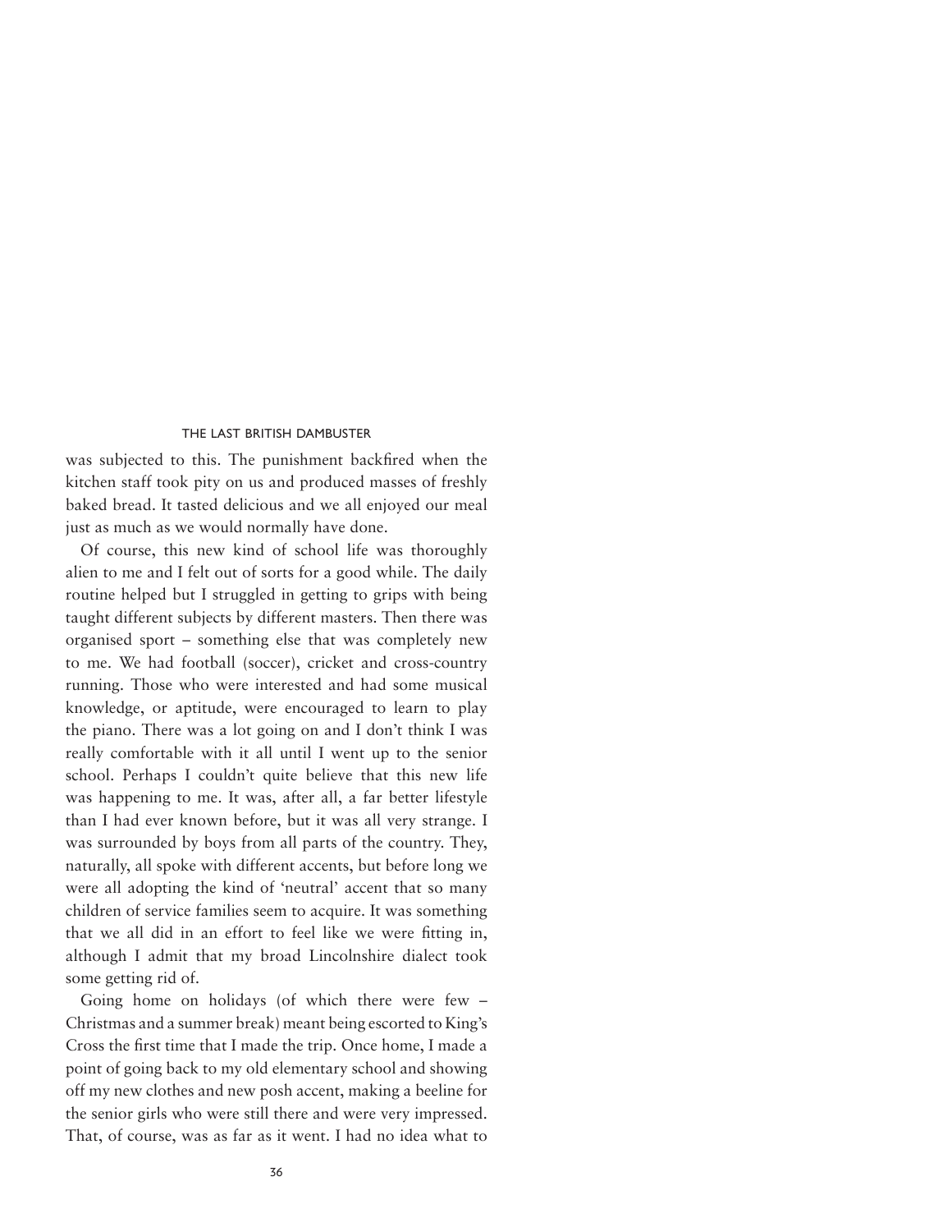was subjected to this. The punishment backfired when the kitchen staff took pity on us and produced masses of freshly baked bread. It tasted delicious and we all enjoyed our meal just as much as we would normally have done.

Of course, this new kind of school life was thoroughly alien to me and I felt out of sorts for a good while. The daily routine helped but I struggled in getting to grips with being taught different subjects by different masters. Then there was organised sport – something else that was completely new to me. We had football (soccer), cricket and cross-country running. Those who were interested and had some musical knowledge, or aptitude, were encouraged to learn to play the piano. There was a lot going on and I don't think I was really comfortable with it all until I went up to the senior school. Perhaps I couldn't quite believe that this new life was happening to me. It was, after all, a far better lifestyle than I had ever known before, but it was all very strange. I was surrounded by boys from all parts of the country. They, naturally, all spoke with different accents, but before long we were all adopting the kind of 'neutral' accent that so many children of service families seem to acquire. It was something that we all did in an effort to feel like we were fitting in, although I admit that my broad Lincolnshire dialect took some getting rid of.

Going home on holidays (of which there were few – Christmas and a summer break) meant being escorted to King's Cross the first time that I made the trip. Once home, I made a point of going back to my old elementary school and showing off my new clothes and new posh accent, making a beeline for the senior girls who were still there and were very impressed. That, of course, was as far as it went. I had no idea what to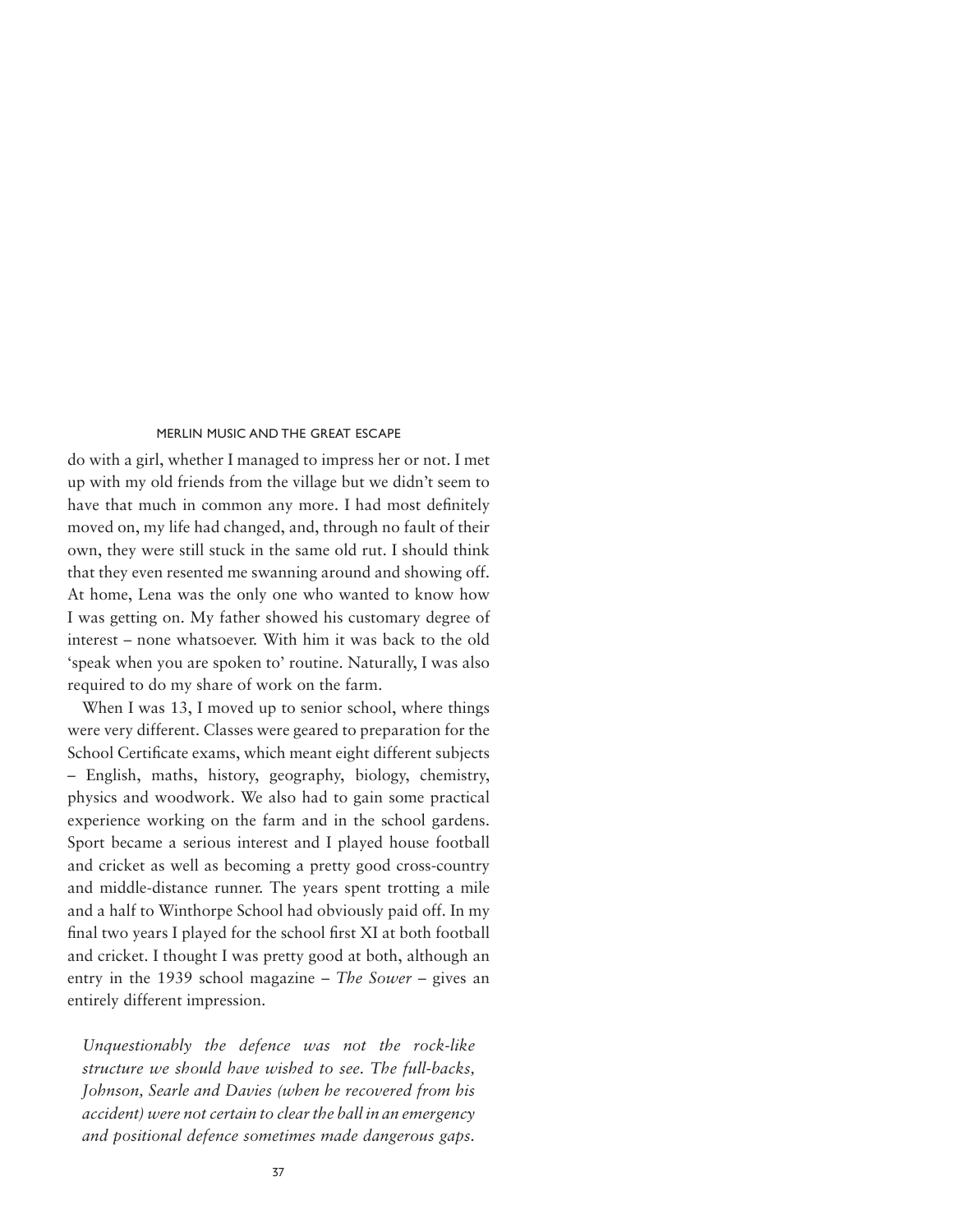do with a girl, whether I managed to impress her or not. I met up with my old friends from the village but we didn't seem to have that much in common any more. I had most definitely moved on, my life had changed, and, through no fault of their own, they were still stuck in the same old rut. I should think that they even resented me swanning around and showing off. At home, Lena was the only one who wanted to know how I was getting on. My father showed his customary degree of interest – none whatsoever. With him it was back to the old 'speak when you are spoken to' routine. Naturally, I was also required to do my share of work on the farm.

When I was 13, I moved up to senior school, where things were very different. Classes were geared to preparation for the School Certificate exams, which meant eight different subjects – English, maths, history, geography, biology, chemistry, physics and woodwork. We also had to gain some practical experience working on the farm and in the school gardens. Sport became a serious interest and I played house football and cricket as well as becoming a pretty good cross-country and middle-distance runner. The years spent trotting a mile and a half to Winthorpe School had obviously paid off. In my final two years I played for the school first XI at both football and cricket. I thought I was pretty good at both, although an entry in the 1939 school magazine – *The Sower* – gives an entirely different impression.

> *Unquestionably the defence was not the rock-like structure we should have wished to see. The full-backs, Johnson, Searle and Davies (when he recovered from his accident) were not certain to clear the ball in an emergency and positional defence sometimes made dangerous gaps.*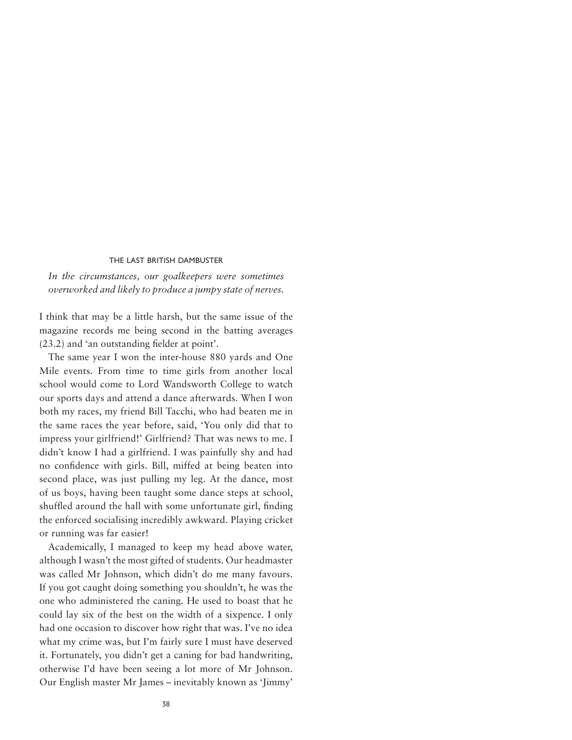*In the circumstances, our goalkeepers were sometimes overworked and likely to produce a jumpy state of nerves.*

I think that may be a little harsh, but the same issue of the magazine records me being second in the batting averages (23.2) and 'an outstanding fielder at point'.

The same year I won the inter-house 880 yards and One Mile events. From time to time girls from another local school would come to Lord Wandsworth College to watch our sports days and attend a dance afterwards. When I won both my races, my friend Bill Tacchi, who had beaten me in the same races the year before, said, 'You only did that to impress your girlfriend!' Girlfriend? That was news to me. I didn't know I had a girlfriend. I was painfully shy and had no confidence with girls. Bill, miffed at being beaten into second place, was just pulling my leg. At the dance, most of us boys, having been taught some dance steps at school, shuffled around the hall with some unfortunate girl, finding the enforced socialising incredibly awkward. Playing cricket or running was far easier!

Academically, I managed to keep my head above water, although I wasn't the most gifted of students. Our headmaster was called Mr Johnson, which didn't do me many favours. If you got caught doing something you shouldn't, he was the one who administered the caning. He used to boast that he could lay six of the best on the width of a sixpence. I only had one occasion to discover how right that was. I've no idea what my crime was, but I'm fairly sure I must have deserved it. Fortunately, you didn't get a caning for bad handwriting, otherwise I'd have been seeing a lot more of Mr Johnson. Our English master Mr James – inevitably known as 'Jimmy'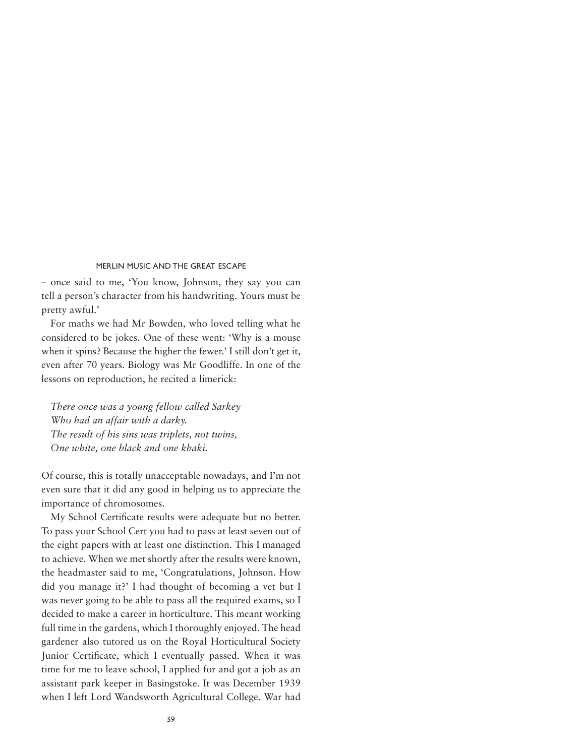– once said to me, 'You know, Johnson, they say you can tell a person's character from his handwriting. Yours must be pretty awful.'

For maths we had Mr Bowden, who loved telling what he considered to be jokes. One of these went: 'Why is a mouse when it spins? Because the higher the fewer.' I still don't get it, even after 70 years. Biology was Mr Goodliffe. In one of the lessons on reproduction, he recited a limerick:

*There once was a young fellow called Sarkey*
*Who had an affair with a darky.*
*The result of his sins was triplets, not twins,*
*One white, one black and one khaki.*

Of course, this is totally unacceptable nowadays, and I'm not even sure that it did any good in helping us to appreciate the importance of chromosomes.

My School Certificate results were adequate but no better. To pass your School Cert you had to pass at least seven out of the eight papers with at least one distinction. This I managed to achieve. When we met shortly after the results were known, the headmaster said to me, 'Congratulations, Johnson. How did you manage it?' I had thought of becoming a vet but I was never going to be able to pass all the required exams, so I decided to make a career in horticulture. This meant working full time in the gardens, which I thoroughly enjoyed. The head gardener also tutored us on the Royal Horticultural Society Junior Certificate, which I eventually passed. When it was time for me to leave school, I applied for and got a job as an assistant park keeper in Basingstoke. It was December 1939 when I left Lord Wandsworth Agricultural College. War had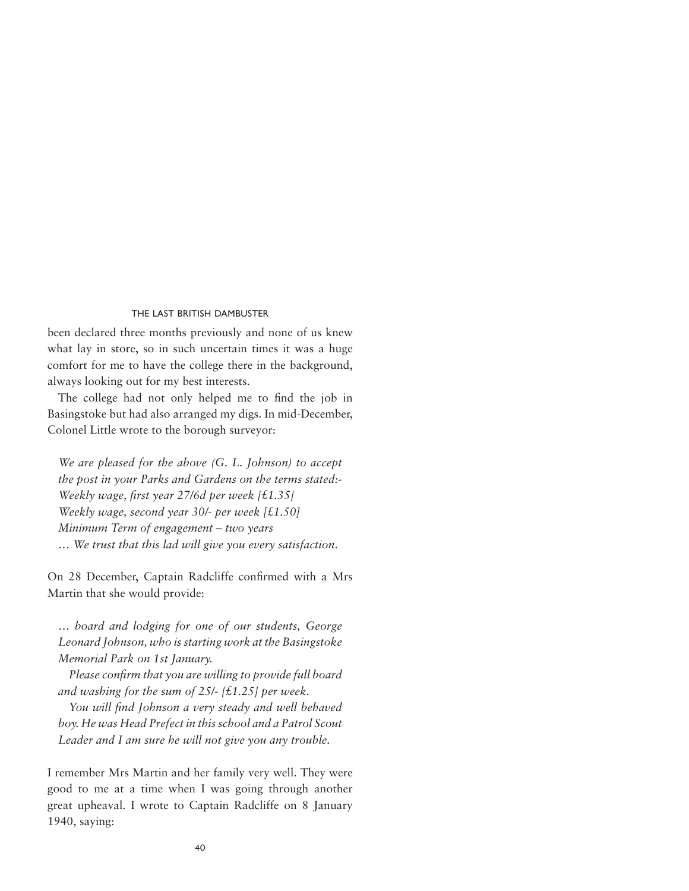been declared three months previously and none of us knew what lay in store, so in such uncertain times it was a huge comfort for me to have the college there in the background, always looking out for my best interests.

The college had not only helped me to find the job in Basingstoke but had also arranged my digs. In mid-December, Colonel Little wrote to the borough surveyor:

> *We are pleased for the above (G. L. Johnson) to accept the post in your Parks and Gardens on the terms stated:-*
> *Weekly wage, first year 27/6d per week [£1.35]*
> *Weekly wage, second year 30/- per week [£1.50]*
> *Minimum Term of engagement – two years*
> *… We trust that this lad will give you every satisfaction.*

On 28 December, Captain Radcliffe confirmed with a Mrs Martin that she would provide:

> *… board and lodging for one of our students, George Leonard Johnson, who is starting work at the Basingstoke Memorial Park on 1st January.*
>
> *Please confirm that you are willing to provide full board and washing for the sum of 25/- [£1.25] per week.*
>
> *You will find Johnson a very steady and well behaved boy. He was Head Prefect in this school and a Patrol Scout Leader and I am sure he will not give you any trouble.*

I remember Mrs Martin and her family very well. They were good to me at a time when I was going through another great upheaval. I wrote to Captain Radcliffe on 8 January 1940, saying: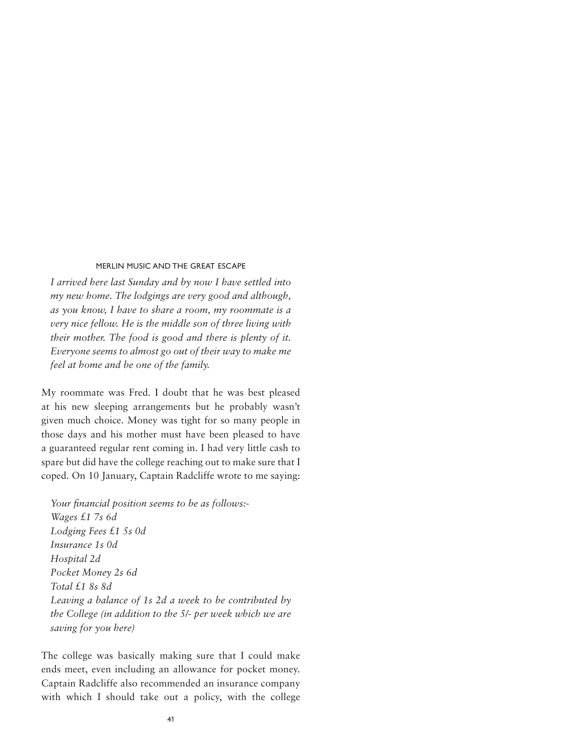*I arrived here last Sunday and by now I have settled into my new home. The lodgings are very good and although, as you know, I have to share a room, my roommate is a very nice fellow. He is the middle son of three living with their mother. The food is good and there is plenty of it. Everyone seems to almost go out of their way to make me feel at home and be one of the family.*

My roommate was Fred. I doubt that he was best pleased at his new sleeping arrangements but he probably wasn't given much choice. Money was tight for so many people in those days and his mother must have been pleased to have a guaranteed regular rent coming in. I had very little cash to spare but did have the college reaching out to make sure that I coped. On 10 January, Captain Radcliffe wrote to me saying:

*Your financial position seems to be as follows:-*
*Wages £1 7s 6d*
*Lodging Fees £1 5s 0d*
*Insurance 1s 0d*
*Hospital 2d*
*Pocket Money 2s 6d*
*Total £1 8s 8d*
*Leaving a balance of 1s 2d a week to be contributed by the College (in addition to the 5/- per week which we are saving for you here)*

The college was basically making sure that I could make ends meet, even including an allowance for pocket money. Captain Radcliffe also recommended an insurance company with which I should take out a policy, with the college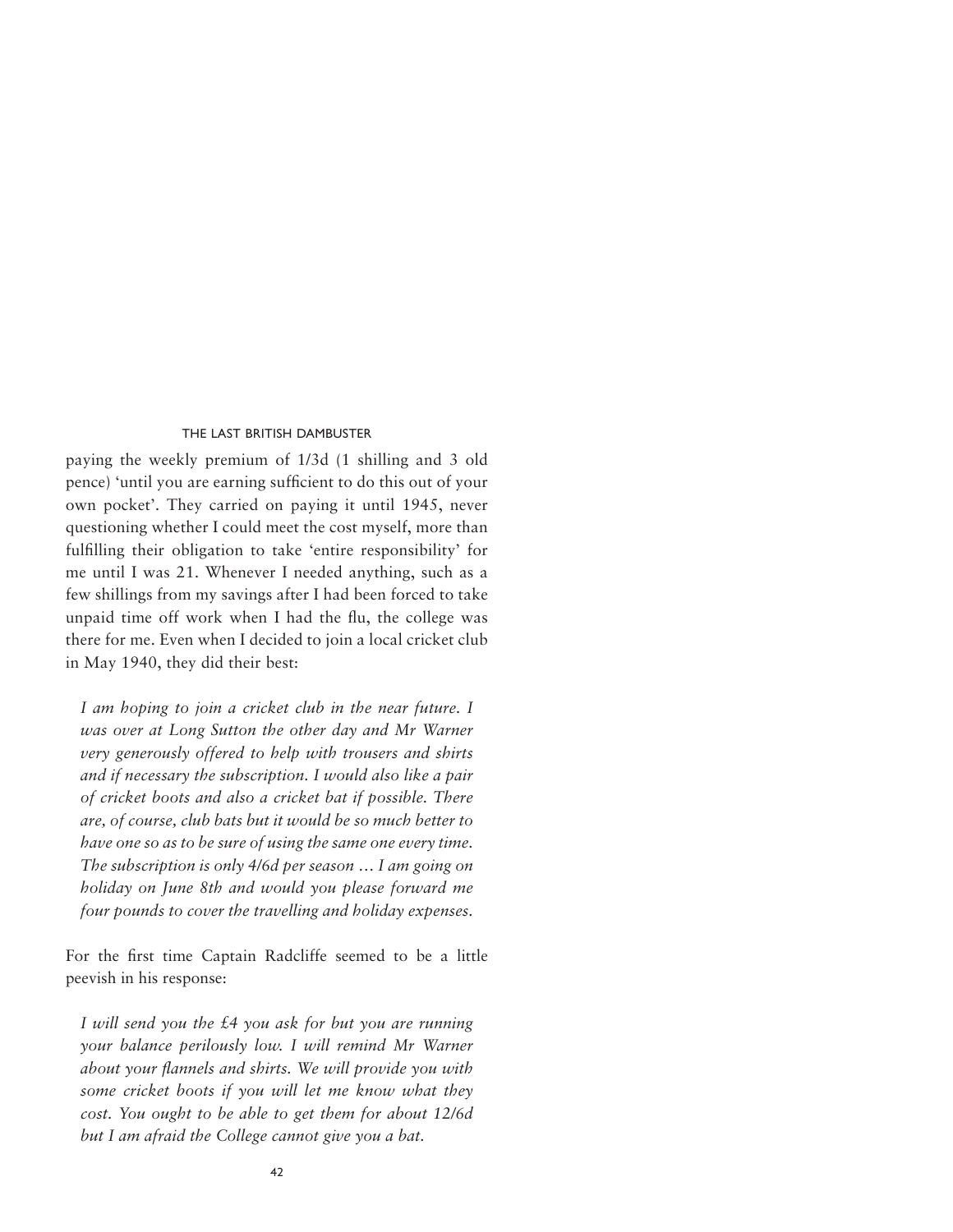paying the weekly premium of 1/3d (1 shilling and 3 old pence) 'until you are earning sufficient to do this out of your own pocket'. They carried on paying it until 1945, never questioning whether I could meet the cost myself, more than fulfilling their obligation to take 'entire responsibility' for me until I was 21. Whenever I needed anything, such as a few shillings from my savings after I had been forced to take unpaid time off work when I had the flu, the college was there for me. Even when I decided to join a local cricket club in May 1940, they did their best:

> *I am hoping to join a cricket club in the near future. I was over at Long Sutton the other day and Mr Warner very generously offered to help with trousers and shirts and if necessary the subscription. I would also like a pair of cricket boots and also a cricket bat if possible. There are, of course, club bats but it would be so much better to have one so as to be sure of using the same one every time. The subscription is only 4/6d per season … I am going on holiday on June 8th and would you please forward me four pounds to cover the travelling and holiday expenses.*

For the first time Captain Radcliffe seemed to be a little peevish in his response:

> *I will send you the £4 you ask for but you are running your balance perilously low. I will remind Mr Warner about your flannels and shirts. We will provide you with some cricket boots if you will let me know what they cost. You ought to be able to get them for about 12/6d but I am afraid the College cannot give you a bat.*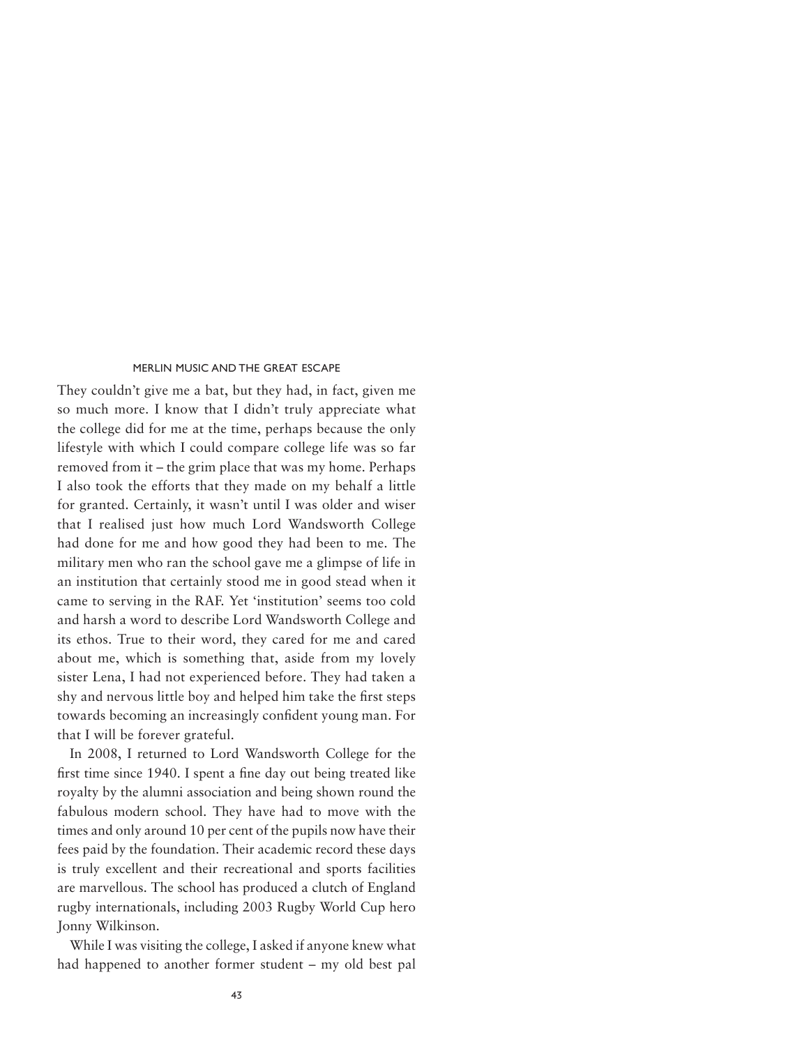They couldn't give me a bat, but they had, in fact, given me so much more. I know that I didn't truly appreciate what the college did for me at the time, perhaps because the only lifestyle with which I could compare college life was so far removed from it – the grim place that was my home. Perhaps I also took the efforts that they made on my behalf a little for granted. Certainly, it wasn't until I was older and wiser that I realised just how much Lord Wandsworth College had done for me and how good they had been to me. The military men who ran the school gave me a glimpse of life in an institution that certainly stood me in good stead when it came to serving in the RAF. Yet 'institution' seems too cold and harsh a word to describe Lord Wandsworth College and its ethos. True to their word, they cared for me and cared about me, which is something that, aside from my lovely sister Lena, I had not experienced before. They had taken a shy and nervous little boy and helped him take the first steps towards becoming an increasingly confident young man. For that I will be forever grateful.

In 2008, I returned to Lord Wandsworth College for the first time since 1940. I spent a fine day out being treated like royalty by the alumni association and being shown round the fabulous modern school. They have had to move with the times and only around 10 per cent of the pupils now have their fees paid by the foundation. Their academic record these days is truly excellent and their recreational and sports facilities are marvellous. The school has produced a clutch of England rugby internationals, including 2003 Rugby World Cup hero Jonny Wilkinson.

While I was visiting the college, I asked if anyone knew what had happened to another former student – my old best pal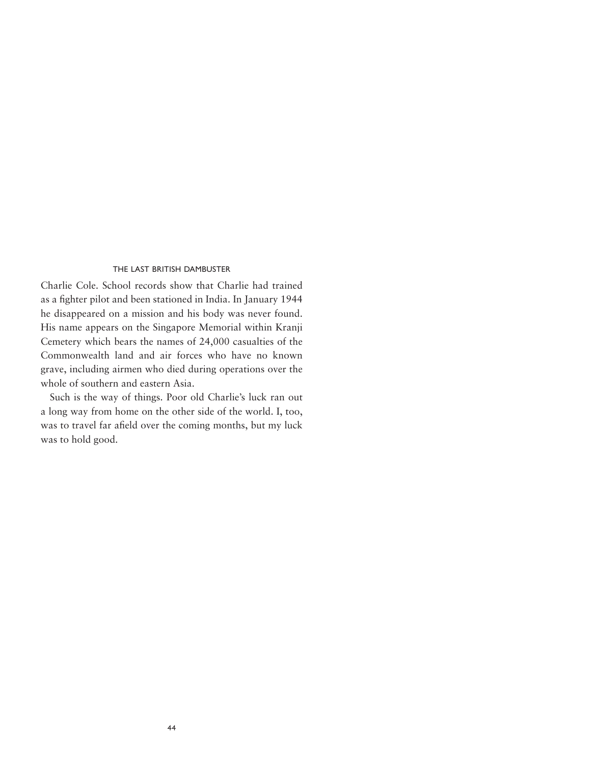Charlie Cole. School records show that Charlie had trained as a fighter pilot and been stationed in India. In January 1944 he disappeared on a mission and his body was never found. His name appears on the Singapore Memorial within Kranji Cemetery which bears the names of 24,000 casualties of the Commonwealth land and air forces who have no known grave, including airmen who died during operations over the whole of southern and eastern Asia.

Such is the way of things. Poor old Charlie's luck ran out a long way from home on the other side of the world. I, too, was to travel far afield over the coming months, but my luck was to hold good.